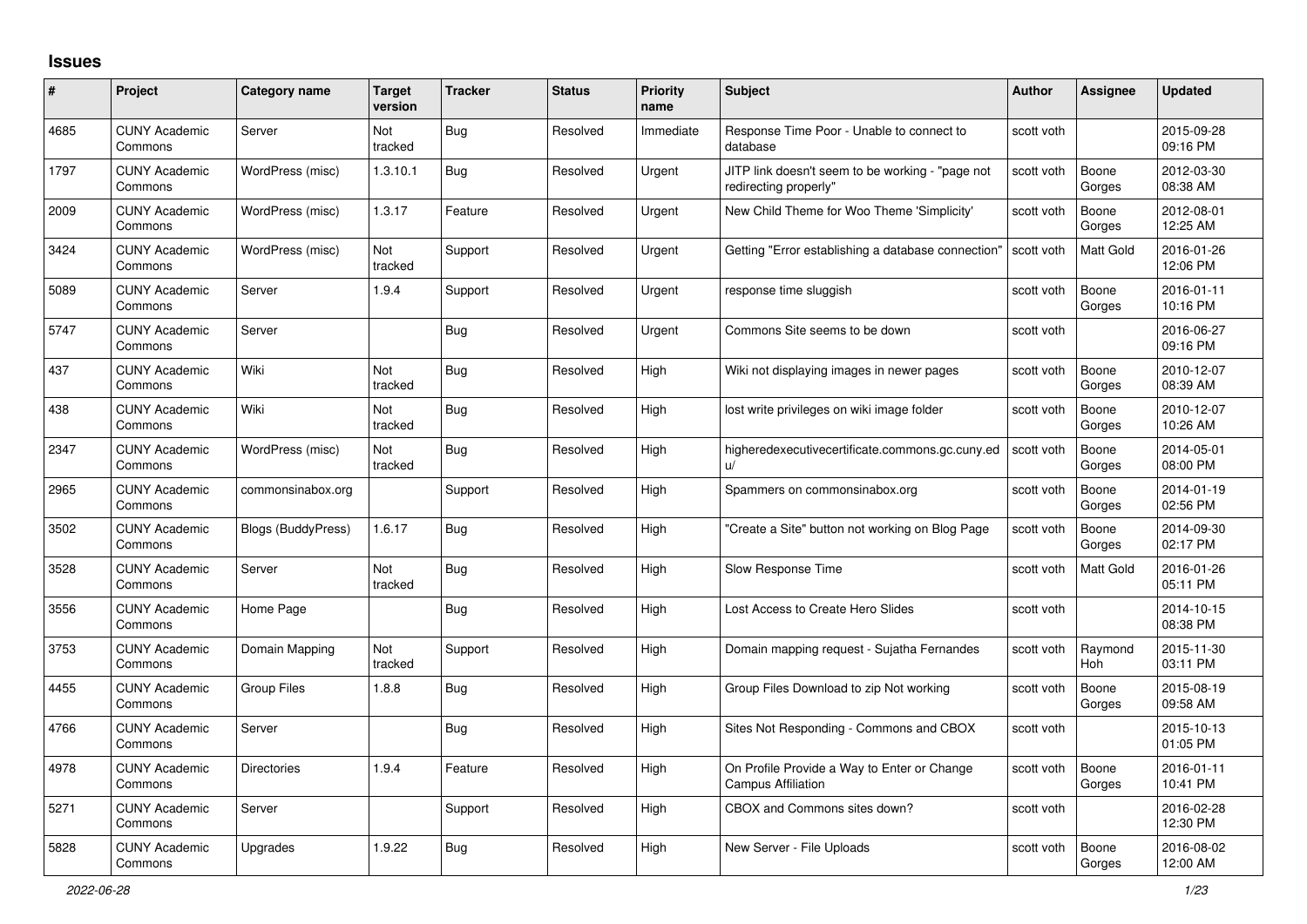## Issues

| # | Project | Category name | Target version | Tracker | Status | Priority name | Subject | Author | Assignee | Updated |
|---|---|---|---|---|---|---|---|---|---|---|
| 4685 | CUNY Academic Commons | Server | Not tracked | Bug | Resolved | Immediate | Response Time Poor - Unable to connect to database | scott voth | | 2015-09-28 09:16 PM |
| 1797 | CUNY Academic Commons | WordPress (misc) | 1.3.10.1 | Bug | Resolved | Urgent | JITP link doesn't seem to be working - "page not redirecting properly" | scott voth | Boone Gorges | 2012-03-30 08:38 AM |
| 2009 | CUNY Academic Commons | WordPress (misc) | 1.3.17 | Feature | Resolved | Urgent | New Child Theme for Woo Theme 'Simplicity' | scott voth | Boone Gorges | 2012-08-01 12:25 AM |
| 3424 | CUNY Academic Commons | WordPress (misc) | Not tracked | Support | Resolved | Urgent | Getting "Error establishing a database connection" | scott voth | Matt Gold | 2016-01-26 12:06 PM |
| 5089 | CUNY Academic Commons | Server | 1.9.4 | Support | Resolved | Urgent | response time sluggish | scott voth | Boone Gorges | 2016-01-11 10:16 PM |
| 5747 | CUNY Academic Commons | Server | | Bug | Resolved | Urgent | Commons Site seems to be down | scott voth | | 2016-06-27 09:16 PM |
| 437 | CUNY Academic Commons | Wiki | Not tracked | Bug | Resolved | High | Wiki not displaying images in newer pages | scott voth | Boone Gorges | 2010-12-07 08:39 AM |
| 438 | CUNY Academic Commons | Wiki | Not tracked | Bug | Resolved | High | lost write privileges on wiki image folder | scott voth | Boone Gorges | 2010-12-07 10:26 AM |
| 2347 | CUNY Academic Commons | WordPress (misc) | Not tracked | Bug | Resolved | High | higheredexecutivecertificate.commons.gc.cuny.edu/ | scott voth | Boone Gorges | 2014-05-01 08:00 PM |
| 2965 | CUNY Academic Commons | commonsinabox.org | | Support | Resolved | High | Spammers on commonsinabox.org | scott voth | Boone Gorges | 2014-01-19 02:56 PM |
| 3502 | CUNY Academic Commons | Blogs (BuddyPress) | 1.6.17 | Bug | Resolved | High | "Create a Site" button not working on Blog Page | scott voth | Boone Gorges | 2014-09-30 02:17 PM |
| 3528 | CUNY Academic Commons | Server | Not tracked | Bug | Resolved | High | Slow Response Time | scott voth | Matt Gold | 2016-01-26 05:11 PM |
| 3556 | CUNY Academic Commons | Home Page | | Bug | Resolved | High | Lost Access to Create Hero Slides | scott voth | | 2014-10-15 08:38 PM |
| 3753 | CUNY Academic Commons | Domain Mapping | Not tracked | Support | Resolved | High | Domain mapping request - Sujatha Fernandes | scott voth | Raymond Hoh | 2015-11-30 03:11 PM |
| 4455 | CUNY Academic Commons | Group Files | 1.8.8 | Bug | Resolved | High | Group Files Download to zip Not working | scott voth | Boone Gorges | 2015-08-19 09:58 AM |
| 4766 | CUNY Academic Commons | Server | | Bug | Resolved | High | Sites Not Responding - Commons and CBOX | scott voth | | 2015-10-13 01:05 PM |
| 4978 | CUNY Academic Commons | Directories | 1.9.4 | Feature | Resolved | High | On Profile Provide a Way to Enter or Change Campus Affiliation | scott voth | Boone Gorges | 2016-01-11 10:41 PM |
| 5271 | CUNY Academic Commons | Server | | Support | Resolved | High | CBOX and Commons sites down? | scott voth | | 2016-02-28 12:30 PM |
| 5828 | CUNY Academic Commons | Upgrades | 1.9.22 | Bug | Resolved | High | New Server - File Uploads | scott voth | Boone Gorges | 2016-08-02 12:00 AM |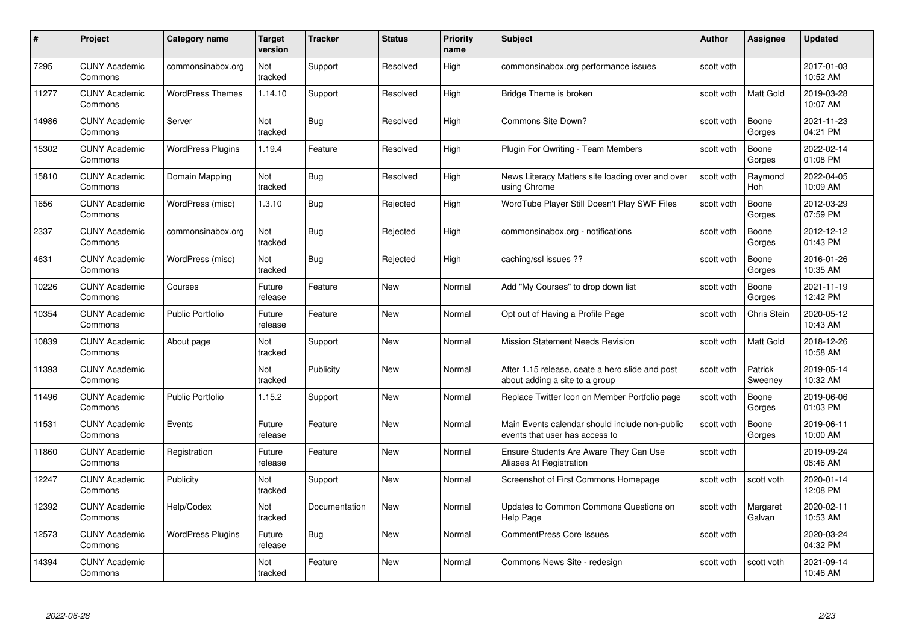| # | Project | Category name | Target version | Tracker | Status | Priority name | Subject | Author | Assignee | Updated |
|---|---|---|---|---|---|---|---|---|---|---|
| 7295 | CUNY Academic Commons | commonsinabox.org | Not tracked | Support | Resolved | High | commonsinabox.org performance issues | scott voth | | 2017-01-03 10:52 AM |
| 11277 | CUNY Academic Commons | WordPress Themes | 1.14.10 | Support | Resolved | High | Bridge Theme is broken | scott voth | Matt Gold | 2019-03-28 10:07 AM |
| 14986 | CUNY Academic Commons | Server | Not tracked | Bug | Resolved | High | Commons Site Down? | scott voth | Boone Gorges | 2021-11-23 04:21 PM |
| 15302 | CUNY Academic Commons | WordPress Plugins | 1.19.4 | Feature | Resolved | High | Plugin For Qwriting - Team Members | scott voth | Boone Gorges | 2022-02-14 01:08 PM |
| 15810 | CUNY Academic Commons | Domain Mapping | Not tracked | Bug | Resolved | High | News Literacy Matters site loading over and over using Chrome | scott voth | Raymond Hoh | 2022-04-05 10:09 AM |
| 1656 | CUNY Academic Commons | WordPress (misc) | 1.3.10 | Bug | Rejected | High | WordTube Player Still Doesn't Play SWF Files | scott voth | Boone Gorges | 2012-03-29 07:59 PM |
| 2337 | CUNY Academic Commons | commonsinabox.org | Not tracked | Bug | Rejected | High | commonsinabox.org - notifications | scott voth | Boone Gorges | 2012-12-12 01:43 PM |
| 4631 | CUNY Academic Commons | WordPress (misc) | Not tracked | Bug | Rejected | High | caching/ssl issues ?? | scott voth | Boone Gorges | 2016-01-26 10:35 AM |
| 10226 | CUNY Academic Commons | Courses | Future release | Feature | New | Normal | Add "My Courses" to drop down list | scott voth | Boone Gorges | 2021-11-19 12:42 PM |
| 10354 | CUNY Academic Commons | Public Portfolio | Future release | Feature | New | Normal | Opt out of Having a Profile Page | scott voth | Chris Stein | 2020-05-12 10:43 AM |
| 10839 | CUNY Academic Commons | About page | Not tracked | Support | New | Normal | Mission Statement Needs Revision | scott voth | Matt Gold | 2018-12-26 10:58 AM |
| 11393 | CUNY Academic Commons | | Not tracked | Publicity | New | Normal | After 1.15 release, ceate a hero slide and post about adding a site to a group | scott voth | Patrick Sweeney | 2019-05-14 10:32 AM |
| 11496 | CUNY Academic Commons | Public Portfolio | 1.15.2 | Support | New | Normal | Replace Twitter Icon on Member Portfolio page | scott voth | Boone Gorges | 2019-06-06 01:03 PM |
| 11531 | CUNY Academic Commons | Events | Future release | Feature | New | Normal | Main Events calendar should include non-public events that user has access to | scott voth | Boone Gorges | 2019-06-11 10:00 AM |
| 11860 | CUNY Academic Commons | Registration | Future release | Feature | New | Normal | Ensure Students Are Aware They Can Use Aliases At Registration | scott voth | | 2019-09-24 08:46 AM |
| 12247 | CUNY Academic Commons | Publicity | Not tracked | Support | New | Normal | Screenshot of First Commons Homepage | scott voth | scott voth | 2020-01-14 12:08 PM |
| 12392 | CUNY Academic Commons | Help/Codex | Not tracked | Documentation | New | Normal | Updates to Common Commons Questions on Help Page | scott voth | Margaret Galvan | 2020-02-11 10:53 AM |
| 12573 | CUNY Academic Commons | WordPress Plugins | Future release | Bug | New | Normal | CommentPress Core Issues | scott voth | | 2020-03-24 04:32 PM |
| 14394 | CUNY Academic Commons | | Not tracked | Feature | New | Normal | Commons News Site - redesign | scott voth | scott voth | 2021-09-14 10:46 AM |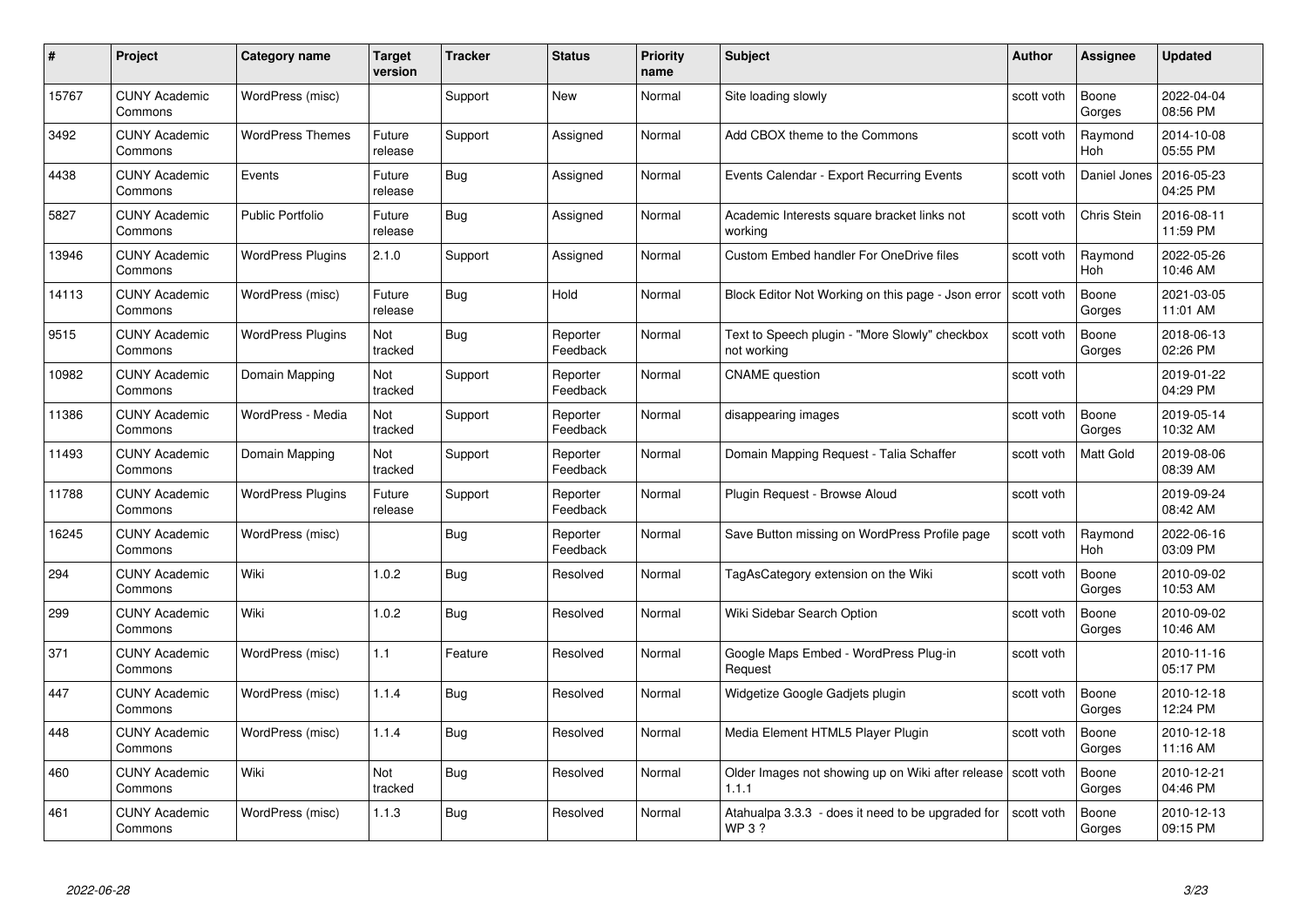| # | Project | Category name | Target version | Tracker | Status | Priority name | Subject | Author | Assignee | Updated |
|---|---|---|---|---|---|---|---|---|---|---|
| 15767 | CUNY Academic Commons | WordPress (misc) | | Support | New | Normal | Site loading slowly | scott voth | Boone Gorges | 2022-04-04 08:56 PM |
| 3492 | CUNY Academic Commons | WordPress Themes | Future release | Support | Assigned | Normal | Add CBOX theme to the Commons | scott voth | Raymond Hoh | 2014-10-08 05:55 PM |
| 4438 | CUNY Academic Commons | Events | Future release | Bug | Assigned | Normal | Events Calendar - Export Recurring Events | scott voth | Daniel Jones | 2016-05-23 04:25 PM |
| 5827 | CUNY Academic Commons | Public Portfolio | Future release | Bug | Assigned | Normal | Academic Interests square bracket links not working | scott voth | Chris Stein | 2016-08-11 11:59 PM |
| 13946 | CUNY Academic Commons | WordPress Plugins | 2.1.0 | Support | Assigned | Normal | Custom Embed handler For OneDrive files | scott voth | Raymond Hoh | 2022-05-26 10:46 AM |
| 14113 | CUNY Academic Commons | WordPress (misc) | Future release | Bug | Hold | Normal | Block Editor Not Working on this page - Json error | scott voth | Boone Gorges | 2021-03-05 11:01 AM |
| 9515 | CUNY Academic Commons | WordPress Plugins | Not tracked | Bug | Reporter Feedback | Normal | Text to Speech plugin - "More Slowly" checkbox not working | scott voth | Boone Gorges | 2018-06-13 02:26 PM |
| 10982 | CUNY Academic Commons | Domain Mapping | Not tracked | Support | Reporter Feedback | Normal | CNAME question | scott voth | | 2019-01-22 04:29 PM |
| 11386 | CUNY Academic Commons | WordPress - Media | Not tracked | Support | Reporter Feedback | Normal | disappearing images | scott voth | Boone Gorges | 2019-05-14 10:32 AM |
| 11493 | CUNY Academic Commons | Domain Mapping | Not tracked | Support | Reporter Feedback | Normal | Domain Mapping Request - Talia Schaffer | scott voth | Matt Gold | 2019-08-06 08:39 AM |
| 11788 | CUNY Academic Commons | WordPress Plugins | Future release | Support | Reporter Feedback | Normal | Plugin Request - Browse Aloud | scott voth | | 2019-09-24 08:42 AM |
| 16245 | CUNY Academic Commons | WordPress (misc) | | Bug | Reporter Feedback | Normal | Save Button missing on WordPress Profile page | scott voth | Raymond Hoh | 2022-06-16 03:09 PM |
| 294 | CUNY Academic Commons | Wiki | 1.0.2 | Bug | Resolved | Normal | TagAsCategory extension on the Wiki | scott voth | Boone Gorges | 2010-09-02 10:53 AM |
| 299 | CUNY Academic Commons | Wiki | 1.0.2 | Bug | Resolved | Normal | Wiki Sidebar Search Option | scott voth | Boone Gorges | 2010-09-02 10:46 AM |
| 371 | CUNY Academic Commons | WordPress (misc) | 1.1 | Feature | Resolved | Normal | Google Maps Embed - WordPress Plug-in Request | scott voth | | 2010-11-16 05:17 PM |
| 447 | CUNY Academic Commons | WordPress (misc) | 1.1.4 | Bug | Resolved | Normal | Widgetize Google Gadjets plugin | scott voth | Boone Gorges | 2010-12-18 12:24 PM |
| 448 | CUNY Academic Commons | WordPress (misc) | 1.1.4 | Bug | Resolved | Normal | Media Element HTML5 Player Plugin | scott voth | Boone Gorges | 2010-12-18 11:16 AM |
| 460 | CUNY Academic Commons | Wiki | Not tracked | Bug | Resolved | Normal | Older Images not showing up on Wiki after release 1.1.1 | scott voth | Boone Gorges | 2010-12-21 04:46 PM |
| 461 | CUNY Academic Commons | WordPress (misc) | 1.1.3 | Bug | Resolved | Normal | Atahualpa 3.3.3 - does it need to be upgraded for WP 3 ? | scott voth | Boone Gorges | 2010-12-13 09:15 PM |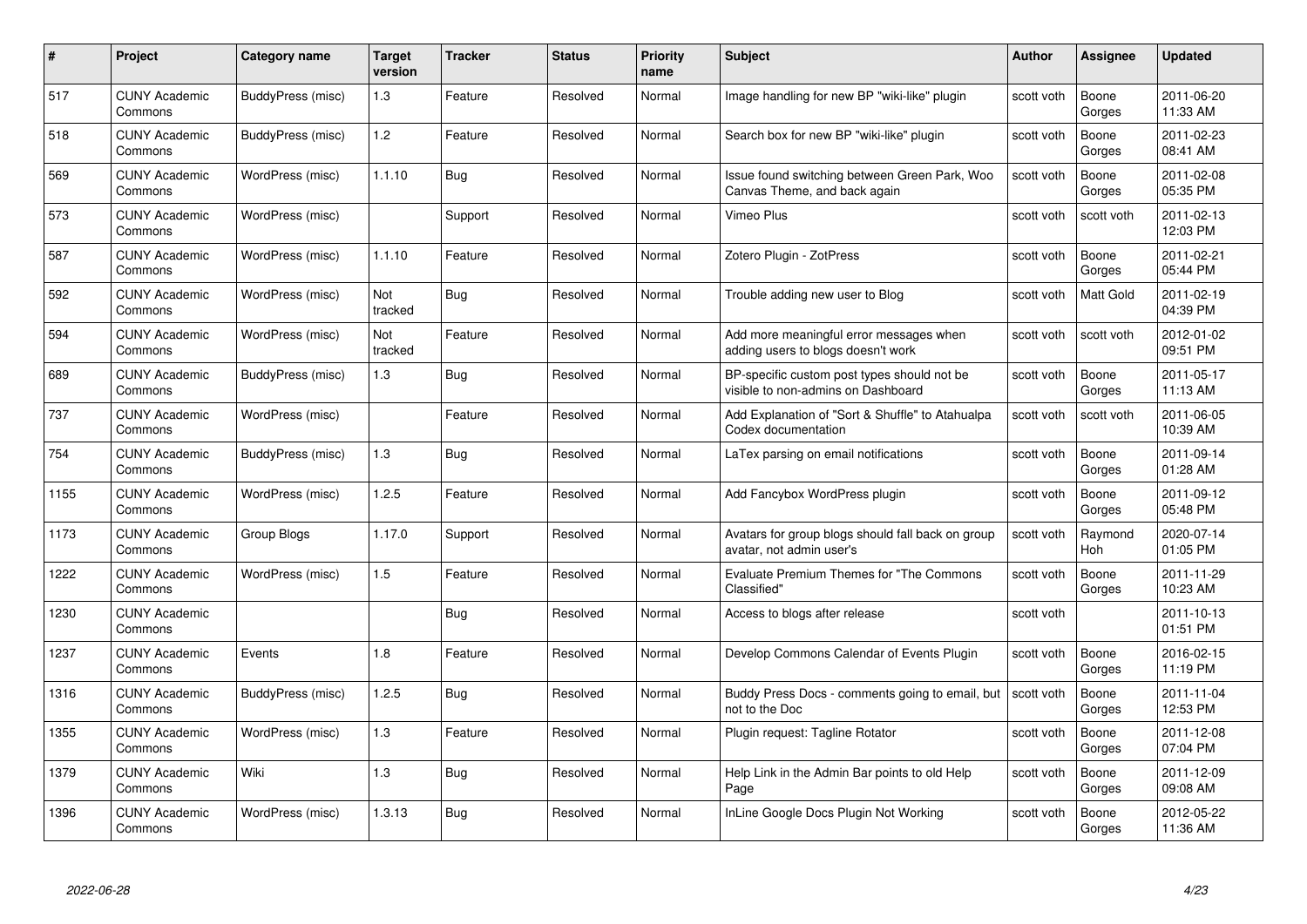| # | Project | Category name | Target version | Tracker | Status | Priority name | Subject | Author | Assignee | Updated |
|---|---|---|---|---|---|---|---|---|---|---|
| 517 | CUNY Academic Commons | BuddyPress (misc) | 1.3 | Feature | Resolved | Normal | Image handling for new BP "wiki-like" plugin | scott voth | Boone Gorges | 2011-06-20 11:33 AM |
| 518 | CUNY Academic Commons | BuddyPress (misc) | 1.2 | Feature | Resolved | Normal | Search box for new BP "wiki-like" plugin | scott voth | Boone Gorges | 2011-02-23 08:41 AM |
| 569 | CUNY Academic Commons | WordPress (misc) | 1.1.10 | Bug | Resolved | Normal | Issue found switching between Green Park, Woo Canvas Theme, and back again | scott voth | Boone Gorges | 2011-02-08 05:35 PM |
| 573 | CUNY Academic Commons | WordPress (misc) | | Support | Resolved | Normal | Vimeo Plus | scott voth | scott voth | 2011-02-13 12:03 PM |
| 587 | CUNY Academic Commons | WordPress (misc) | 1.1.10 | Feature | Resolved | Normal | Zotero Plugin - ZotPress | scott voth | Boone Gorges | 2011-02-21 05:44 PM |
| 592 | CUNY Academic Commons | WordPress (misc) | Not tracked | Bug | Resolved | Normal | Trouble adding new user to Blog | scott voth | Matt Gold | 2011-02-19 04:39 PM |
| 594 | CUNY Academic Commons | WordPress (misc) | Not tracked | Feature | Resolved | Normal | Add more meaningful error messages when adding users to blogs doesn't work | scott voth | scott voth | 2012-01-02 09:51 PM |
| 689 | CUNY Academic Commons | BuddyPress (misc) | 1.3 | Bug | Resolved | Normal | BP-specific custom post types should not be visible to non-admins on Dashboard | scott voth | Boone Gorges | 2011-05-17 11:13 AM |
| 737 | CUNY Academic Commons | WordPress (misc) | | Feature | Resolved | Normal | Add Explanation of "Sort & Shuffle" to Atahualpa Codex documentation | scott voth | scott voth | 2011-06-05 10:39 AM |
| 754 | CUNY Academic Commons | BuddyPress (misc) | 1.3 | Bug | Resolved | Normal | LaTex parsing on email notifications | scott voth | Boone Gorges | 2011-09-14 01:28 AM |
| 1155 | CUNY Academic Commons | WordPress (misc) | 1.2.5 | Feature | Resolved | Normal | Add Fancybox WordPress plugin | scott voth | Boone Gorges | 2011-09-12 05:48 PM |
| 1173 | CUNY Academic Commons | Group Blogs | 1.17.0 | Support | Resolved | Normal | Avatars for group blogs should fall back on group avatar, not admin user's | scott voth | Raymond Hoh | 2020-07-14 01:05 PM |
| 1222 | CUNY Academic Commons | WordPress (misc) | 1.5 | Feature | Resolved | Normal | Evaluate Premium Themes for "The Commons Classified" | scott voth | Boone Gorges | 2011-11-29 10:23 AM |
| 1230 | CUNY Academic Commons | | | Bug | Resolved | Normal | Access to blogs after release | scott voth | | 2011-10-13 01:51 PM |
| 1237 | CUNY Academic Commons | Events | 1.8 | Feature | Resolved | Normal | Develop Commons Calendar of Events Plugin | scott voth | Boone Gorges | 2016-02-15 11:19 PM |
| 1316 | CUNY Academic Commons | BuddyPress (misc) | 1.2.5 | Bug | Resolved | Normal | Buddy Press Docs - comments going to email, but not to the Doc | scott voth | Boone Gorges | 2011-11-04 12:53 PM |
| 1355 | CUNY Academic Commons | WordPress (misc) | 1.3 | Feature | Resolved | Normal | Plugin request: Tagline Rotator | scott voth | Boone Gorges | 2011-12-08 07:04 PM |
| 1379 | CUNY Academic Commons | Wiki | 1.3 | Bug | Resolved | Normal | Help Link in the Admin Bar points to old Help Page | scott voth | Boone Gorges | 2011-12-09 09:08 AM |
| 1396 | CUNY Academic Commons | WordPress (misc) | 1.3.13 | Bug | Resolved | Normal | InLine Google Docs Plugin Not Working | scott voth | Boone Gorges | 2012-05-22 11:36 AM |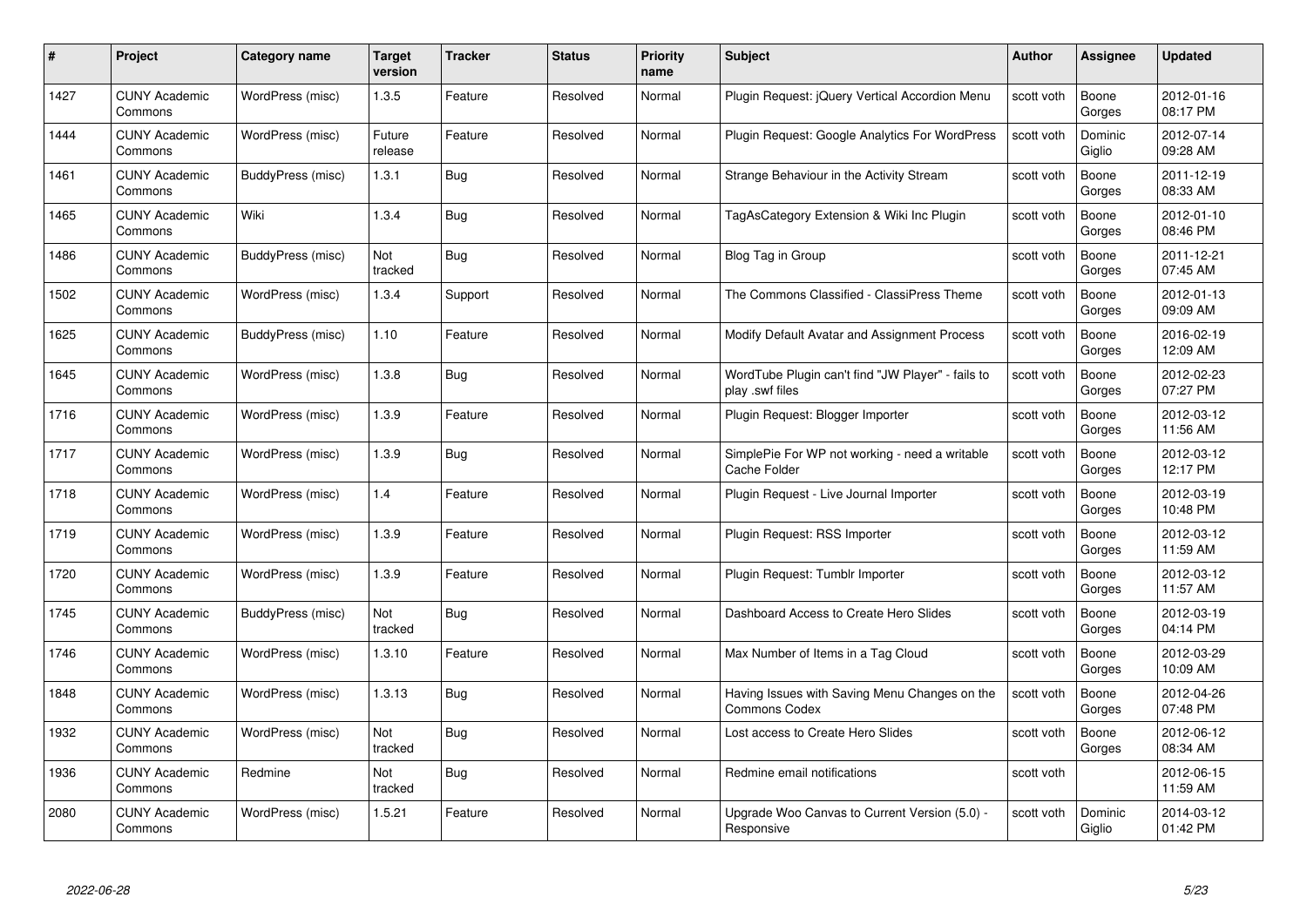| # | Project | Category name | Target version | Tracker | Status | Priority name | Subject | Author | Assignee | Updated |
|---|---|---|---|---|---|---|---|---|---|---|
| 1427 | CUNY Academic Commons | WordPress (misc) | 1.3.5 | Feature | Resolved | Normal | Plugin Request: jQuery Vertical Accordion Menu | scott voth | Boone Gorges | 2012-01-16 08:17 PM |
| 1444 | CUNY Academic Commons | WordPress (misc) | Future release | Feature | Resolved | Normal | Plugin Request: Google Analytics For WordPress | scott voth | Dominic Giglio | 2012-07-14 09:28 AM |
| 1461 | CUNY Academic Commons | BuddyPress (misc) | 1.3.1 | Bug | Resolved | Normal | Strange Behaviour in the Activity Stream | scott voth | Boone Gorges | 2011-12-19 08:33 AM |
| 1465 | CUNY Academic Commons | Wiki | 1.3.4 | Bug | Resolved | Normal | TagAsCategory Extension & Wiki Inc Plugin | scott voth | Boone Gorges | 2012-01-10 08:46 PM |
| 1486 | CUNY Academic Commons | BuddyPress (misc) | Not tracked | Bug | Resolved | Normal | Blog Tag in Group | scott voth | Boone Gorges | 2011-12-21 07:45 AM |
| 1502 | CUNY Academic Commons | WordPress (misc) | 1.3.4 | Support | Resolved | Normal | The Commons Classified - ClassiPress Theme | scott voth | Boone Gorges | 2012-01-13 09:09 AM |
| 1625 | CUNY Academic Commons | BuddyPress (misc) | 1.10 | Feature | Resolved | Normal | Modify Default Avatar and Assignment Process | scott voth | Boone Gorges | 2016-02-19 12:09 AM |
| 1645 | CUNY Academic Commons | WordPress (misc) | 1.3.8 | Bug | Resolved | Normal | WordTube Plugin can't find "JW Player" - fails to play .swf files | scott voth | Boone Gorges | 2012-02-23 07:27 PM |
| 1716 | CUNY Academic Commons | WordPress (misc) | 1.3.9 | Feature | Resolved | Normal | Plugin Request: Blogger Importer | scott voth | Boone Gorges | 2012-03-12 11:56 AM |
| 1717 | CUNY Academic Commons | WordPress (misc) | 1.3.9 | Bug | Resolved | Normal | SimplePie For WP not working - need a writable Cache Folder | scott voth | Boone Gorges | 2012-03-12 12:17 PM |
| 1718 | CUNY Academic Commons | WordPress (misc) | 1.4 | Feature | Resolved | Normal | Plugin Request - Live Journal Importer | scott voth | Boone Gorges | 2012-03-19 10:48 PM |
| 1719 | CUNY Academic Commons | WordPress (misc) | 1.3.9 | Feature | Resolved | Normal | Plugin Request: RSS Importer | scott voth | Boone Gorges | 2012-03-12 11:59 AM |
| 1720 | CUNY Academic Commons | WordPress (misc) | 1.3.9 | Feature | Resolved | Normal | Plugin Request: Tumblr Importer | scott voth | Boone Gorges | 2012-03-12 11:57 AM |
| 1745 | CUNY Academic Commons | BuddyPress (misc) | Not tracked | Bug | Resolved | Normal | Dashboard Access to Create Hero Slides | scott voth | Boone Gorges | 2012-03-19 04:14 PM |
| 1746 | CUNY Academic Commons | WordPress (misc) | 1.3.10 | Feature | Resolved | Normal | Max Number of Items in a Tag Cloud | scott voth | Boone Gorges | 2012-03-29 10:09 AM |
| 1848 | CUNY Academic Commons | WordPress (misc) | 1.3.13 | Bug | Resolved | Normal | Having Issues with Saving Menu Changes on the Commons Codex | scott voth | Boone Gorges | 2012-04-26 07:48 PM |
| 1932 | CUNY Academic Commons | WordPress (misc) | Not tracked | Bug | Resolved | Normal | Lost access to Create Hero Slides | scott voth | Boone Gorges | 2012-06-12 08:34 AM |
| 1936 | CUNY Academic Commons | Redmine | Not tracked | Bug | Resolved | Normal | Redmine email notifications | scott voth | | 2012-06-15 11:59 AM |
| 2080 | CUNY Academic Commons | WordPress (misc) | 1.5.21 | Feature | Resolved | Normal | Upgrade Woo Canvas to Current Version (5.0) - Responsive | scott voth | Dominic Giglio | 2014-03-12 01:42 PM |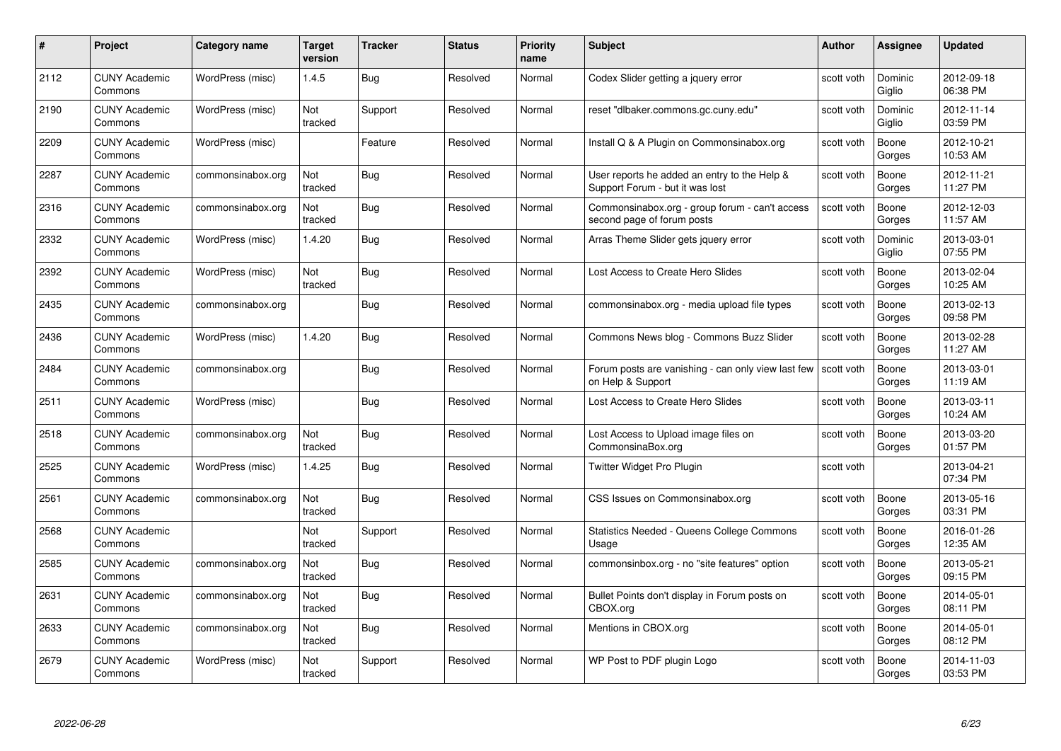| # | Project | Category name | Target version | Tracker | Status | Priority name | Subject | Author | Assignee | Updated |
|---|---|---|---|---|---|---|---|---|---|---|
| 2112 | CUNY Academic Commons | WordPress (misc) | 1.4.5 | Bug | Resolved | Normal | Codex Slider getting a jquery error | scott voth | Dominic Giglio | 2012-09-18 06:38 PM |
| 2190 | CUNY Academic Commons | WordPress (misc) | Not tracked | Support | Resolved | Normal | reset "dlbaker.commons.gc.cuny.edu" | scott voth | Dominic Giglio | 2012-11-14 03:59 PM |
| 2209 | CUNY Academic Commons | WordPress (misc) | | Feature | Resolved | Normal | Install Q & A Plugin on Commonsinabox.org | scott voth | Boone Gorges | 2012-10-21 10:53 AM |
| 2287 | CUNY Academic Commons | commonsinabox.org | Not tracked | Bug | Resolved | Normal | User reports he added an entry to the Help & Support Forum - but it was lost | scott voth | Boone Gorges | 2012-11-21 11:27 PM |
| 2316 | CUNY Academic Commons | commonsinabox.org | Not tracked | Bug | Resolved | Normal | Commonsinabox.org - group forum - can't access second page of forum posts | scott voth | Boone Gorges | 2012-12-03 11:57 AM |
| 2332 | CUNY Academic Commons | WordPress (misc) | 1.4.20 | Bug | Resolved | Normal | Arras Theme Slider gets jquery error | scott voth | Dominic Giglio | 2013-03-01 07:55 PM |
| 2392 | CUNY Academic Commons | WordPress (misc) | Not tracked | Bug | Resolved | Normal | Lost Access to Create Hero Slides | scott voth | Boone Gorges | 2013-02-04 10:25 AM |
| 2435 | CUNY Academic Commons | commonsinabox.org | | Bug | Resolved | Normal | commonsinabox.org - media upload file types | scott voth | Boone Gorges | 2013-02-13 09:58 PM |
| 2436 | CUNY Academic Commons | WordPress (misc) | 1.4.20 | Bug | Resolved | Normal | Commons News blog - Commons Buzz Slider | scott voth | Boone Gorges | 2013-02-28 11:27 AM |
| 2484 | CUNY Academic Commons | commonsinabox.org | | Bug | Resolved | Normal | Forum posts are vanishing - can only view last few on Help & Support | scott voth | Boone Gorges | 2013-03-01 11:19 AM |
| 2511 | CUNY Academic Commons | WordPress (misc) | | Bug | Resolved | Normal | Lost Access to Create Hero Slides | scott voth | Boone Gorges | 2013-03-11 10:24 AM |
| 2518 | CUNY Academic Commons | commonsinabox.org | Not tracked | Bug | Resolved | Normal | Lost Access to Upload image files on CommonsinaBox.org | scott voth | Boone Gorges | 2013-03-20 01:57 PM |
| 2525 | CUNY Academic Commons | WordPress (misc) | 1.4.25 | Bug | Resolved | Normal | Twitter Widget Pro Plugin | scott voth | | 2013-04-21 07:34 PM |
| 2561 | CUNY Academic Commons | commonsinabox.org | Not tracked | Bug | Resolved | Normal | CSS Issues on Commonsinabox.org | scott voth | Boone Gorges | 2013-05-16 03:31 PM |
| 2568 | CUNY Academic Commons | | Not tracked | Support | Resolved | Normal | Statistics Needed - Queens College Commons Usage | scott voth | Boone Gorges | 2016-01-26 12:35 AM |
| 2585 | CUNY Academic Commons | commonsinabox.org | Not tracked | Bug | Resolved | Normal | commonsinbox.org - no "site features" option | scott voth | Boone Gorges | 2013-05-21 09:15 PM |
| 2631 | CUNY Academic Commons | commonsinabox.org | Not tracked | Bug | Resolved | Normal | Bullet Points don't display in Forum posts on CBOX.org | scott voth | Boone Gorges | 2014-05-01 08:11 PM |
| 2633 | CUNY Academic Commons | commonsinabox.org | Not tracked | Bug | Resolved | Normal | Mentions in CBOX.org | scott voth | Boone Gorges | 2014-05-01 08:12 PM |
| 2679 | CUNY Academic Commons | WordPress (misc) | Not tracked | Support | Resolved | Normal | WP Post to PDF plugin Logo | scott voth | Boone Gorges | 2014-11-03 03:53 PM |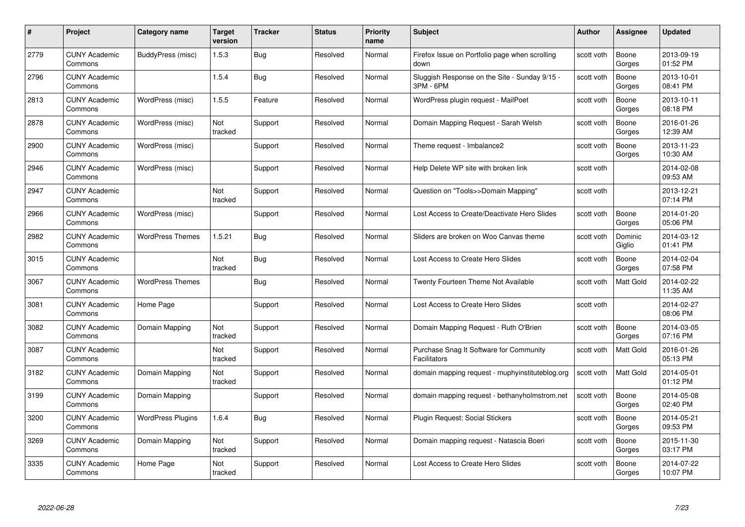| # | Project | Category name | Target version | Tracker | Status | Priority name | Subject | Author | Assignee | Updated |
|---|---|---|---|---|---|---|---|---|---|---|
| 2779 | CUNY Academic Commons | BuddyPress (misc) | 1.5.3 | Bug | Resolved | Normal | Firefox Issue on Portfolio page when scrolling down | scott voth | Boone Gorges | 2013-09-19 01:52 PM |
| 2796 | CUNY Academic Commons | | 1.5.4 | Bug | Resolved | Normal | Sluggish Response on the Site - Sunday 9/15 - 3PM - 6PM | scott voth | Boone Gorges | 2013-10-01 08:41 PM |
| 2813 | CUNY Academic Commons | WordPress (misc) | 1.5.5 | Feature | Resolved | Normal | WordPress plugin request - MailPoet | scott voth | Boone Gorges | 2013-10-11 08:18 PM |
| 2878 | CUNY Academic Commons | WordPress (misc) | Not tracked | Support | Resolved | Normal | Domain Mapping Request - Sarah Welsh | scott voth | Boone Gorges | 2016-01-26 12:39 AM |
| 2900 | CUNY Academic Commons | WordPress (misc) | | Support | Resolved | Normal | Theme request - Imbalance2 | scott voth | Boone Gorges | 2013-11-23 10:30 AM |
| 2946 | CUNY Academic Commons | WordPress (misc) | | Support | Resolved | Normal | Help Delete WP site with broken link | scott voth | | 2014-02-08 09:53 AM |
| 2947 | CUNY Academic Commons | | Not tracked | Support | Resolved | Normal | Question on "Tools>>Domain Mapping" | scott voth | | 2013-12-21 07:14 PM |
| 2966 | CUNY Academic Commons | WordPress (misc) | | Support | Resolved | Normal | Lost Access to Create/Deactivate Hero Slides | scott voth | Boone Gorges | 2014-01-20 05:06 PM |
| 2982 | CUNY Academic Commons | WordPress Themes | 1.5.21 | Bug | Resolved | Normal | Sliders are broken on Woo Canvas theme | scott voth | Dominic Giglio | 2014-03-12 01:41 PM |
| 3015 | CUNY Academic Commons | | Not tracked | Bug | Resolved | Normal | Lost Access to Create Hero Slides | scott voth | Boone Gorges | 2014-02-04 07:58 PM |
| 3067 | CUNY Academic Commons | WordPress Themes | | Bug | Resolved | Normal | Twenty Fourteen Theme Not Available | scott voth | Matt Gold | 2014-02-22 11:35 AM |
| 3081 | CUNY Academic Commons | Home Page | | Support | Resolved | Normal | Lost Access to Create Hero Slides | scott voth | | 2014-02-27 08:06 PM |
| 3082 | CUNY Academic Commons | Domain Mapping | Not tracked | Support | Resolved | Normal | Domain Mapping Request - Ruth O'Brien | scott voth | Boone Gorges | 2014-03-05 07:16 PM |
| 3087 | CUNY Academic Commons | | Not tracked | Support | Resolved | Normal | Purchase Snag It Software for Community Facilitators | scott voth | Matt Gold | 2016-01-26 05:13 PM |
| 3182 | CUNY Academic Commons | Domain Mapping | Not tracked | Support | Resolved | Normal | domain mapping request - muphyinstituteblog.org | scott voth | Matt Gold | 2014-05-01 01:12 PM |
| 3199 | CUNY Academic Commons | Domain Mapping | | Support | Resolved | Normal | domain mapping request - bethanyholmstrom.net | scott voth | Boone Gorges | 2014-05-08 02:40 PM |
| 3200 | CUNY Academic Commons | WordPress Plugins | 1.6.4 | Bug | Resolved | Normal | Plugin Request: Social Stickers | scott voth | Boone Gorges | 2014-05-21 09:53 PM |
| 3269 | CUNY Academic Commons | Domain Mapping | Not tracked | Support | Resolved | Normal | Domain mapping request - Natascia Boeri | scott voth | Boone Gorges | 2015-11-30 03:17 PM |
| 3335 | CUNY Academic Commons | Home Page | Not tracked | Support | Resolved | Normal | Lost Access to Create Hero Slides | scott voth | Boone Gorges | 2014-07-22 10:07 PM |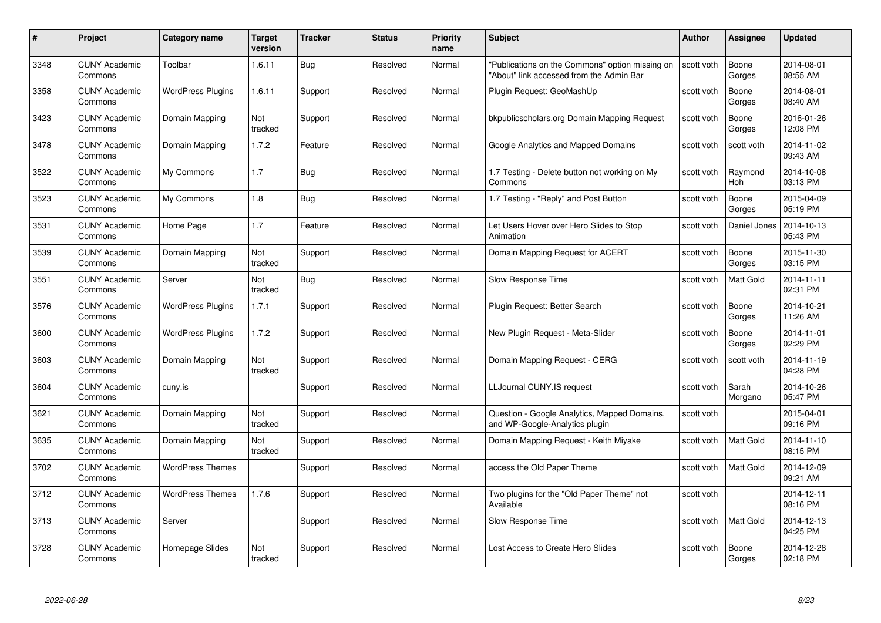| # | Project | Category name | Target version | Tracker | Status | Priority name | Subject | Author | Assignee | Updated |
|---|---|---|---|---|---|---|---|---|---|---|
| 3348 | CUNY Academic Commons | Toolbar | 1.6.11 | Bug | Resolved | Normal | "Publications on the Commons" option missing on "About" link accessed from the Admin Bar | scott voth | Boone Gorges | 2014-08-01 08:55 AM |
| 3358 | CUNY Academic Commons | WordPress Plugins | 1.6.11 | Support | Resolved | Normal | Plugin Request: GeoMashUp | scott voth | Boone Gorges | 2014-08-01 08:40 AM |
| 3423 | CUNY Academic Commons | Domain Mapping | Not tracked | Support | Resolved | Normal | bkpublicscholars.org Domain Mapping Request | scott voth | Boone Gorges | 2016-01-26 12:08 PM |
| 3478 | CUNY Academic Commons | Domain Mapping | 1.7.2 | Feature | Resolved | Normal | Google Analytics and Mapped Domains | scott voth | scott voth | 2014-11-02 09:43 AM |
| 3522 | CUNY Academic Commons | My Commons | 1.7 | Bug | Resolved | Normal | 1.7 Testing - Delete button not working on My Commons | scott voth | Raymond Hoh | 2014-10-08 03:13 PM |
| 3523 | CUNY Academic Commons | My Commons | 1.8 | Bug | Resolved | Normal | 1.7 Testing - "Reply" and Post Button | scott voth | Boone Gorges | 2015-04-09 05:19 PM |
| 3531 | CUNY Academic Commons | Home Page | 1.7 | Feature | Resolved | Normal | Let Users Hover over Hero Slides to Stop Animation | scott voth | Daniel Jones | 2014-10-13 05:43 PM |
| 3539 | CUNY Academic Commons | Domain Mapping | Not tracked | Support | Resolved | Normal | Domain Mapping Request for ACERT | scott voth | Boone Gorges | 2015-11-30 03:15 PM |
| 3551 | CUNY Academic Commons | Server | Not tracked | Bug | Resolved | Normal | Slow Response Time | scott voth | Matt Gold | 2014-11-11 02:31 PM |
| 3576 | CUNY Academic Commons | WordPress Plugins | 1.7.1 | Support | Resolved | Normal | Plugin Request: Better Search | scott voth | Boone Gorges | 2014-10-21 11:26 AM |
| 3600 | CUNY Academic Commons | WordPress Plugins | 1.7.2 | Support | Resolved | Normal | New Plugin Request - Meta-Slider | scott voth | Boone Gorges | 2014-11-01 02:29 PM |
| 3603 | CUNY Academic Commons | Domain Mapping | Not tracked | Support | Resolved | Normal | Domain Mapping Request - CERG | scott voth | scott voth | 2014-11-19 04:28 PM |
| 3604 | CUNY Academic Commons | cuny.is | | Support | Resolved | Normal | LLJournal CUNY.IS request | scott voth | Sarah Morgano | 2014-10-26 05:47 PM |
| 3621 | CUNY Academic Commons | Domain Mapping | Not tracked | Support | Resolved | Normal | Question - Google Analytics, Mapped Domains, and WP-Google-Analytics plugin | scott voth | | 2015-04-01 09:16 PM |
| 3635 | CUNY Academic Commons | Domain Mapping | Not tracked | Support | Resolved | Normal | Domain Mapping Request - Keith Miyake | scott voth | Matt Gold | 2014-11-10 08:15 PM |
| 3702 | CUNY Academic Commons | WordPress Themes | | Support | Resolved | Normal | access the Old Paper Theme | scott voth | Matt Gold | 2014-12-09 09:21 AM |
| 3712 | CUNY Academic Commons | WordPress Themes | 1.7.6 | Support | Resolved | Normal | Two plugins for the "Old Paper Theme" not Available | scott voth | | 2014-12-11 08:16 PM |
| 3713 | CUNY Academic Commons | Server | | Support | Resolved | Normal | Slow Response Time | scott voth | Matt Gold | 2014-12-13 04:25 PM |
| 3728 | CUNY Academic Commons | Homepage Slides | Not tracked | Support | Resolved | Normal | Lost Access to Create Hero Slides | scott voth | Boone Gorges | 2014-12-28 02:18 PM |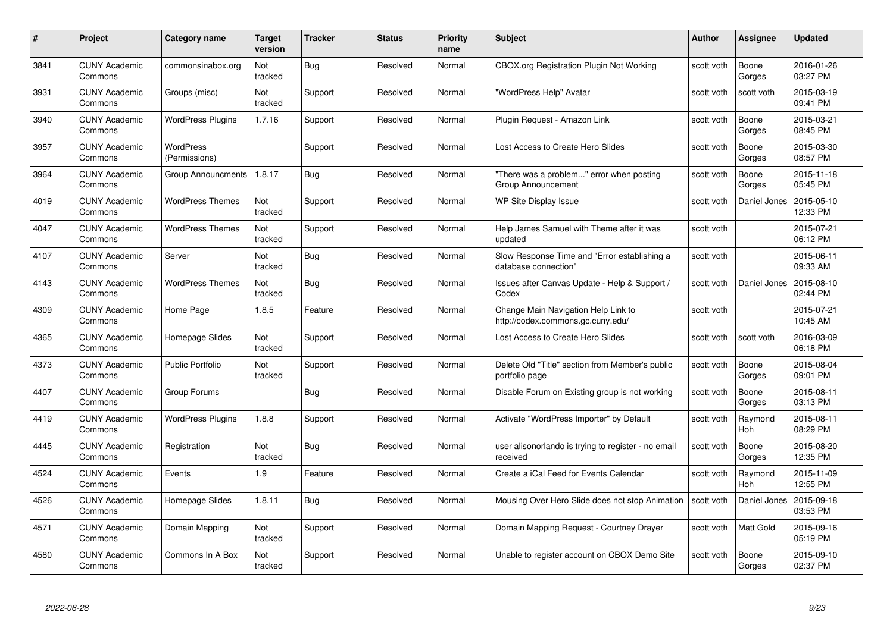| # | Project | Category name | Target version | Tracker | Status | Priority name | Subject | Author | Assignee | Updated |
|---|---|---|---|---|---|---|---|---|---|---|
| 3841 | CUNY Academic Commons | commonsinabox.org | Not tracked | Bug | Resolved | Normal | CBOX.org Registration Plugin Not Working | scott voth | Boone Gorges | 2016-01-26 03:27 PM |
| 3931 | CUNY Academic Commons | Groups (misc) | Not tracked | Support | Resolved | Normal | "WordPress Help" Avatar | scott voth | scott voth | 2015-03-19 09:41 PM |
| 3940 | CUNY Academic Commons | WordPress Plugins | 1.7.16 | Support | Resolved | Normal | Plugin Request - Amazon Link | scott voth | Boone Gorges | 2015-03-21 08:45 PM |
| 3957 | CUNY Academic Commons | WordPress (Permissions) | | Support | Resolved | Normal | Lost Access to Create Hero Slides | scott voth | Boone Gorges | 2015-03-30 08:57 PM |
| 3964 | CUNY Academic Commons | Group Announcments | 1.8.17 | Bug | Resolved | Normal | "There was a problem..." error when posting Group Announcement | scott voth | Boone Gorges | 2015-11-18 05:45 PM |
| 4019 | CUNY Academic Commons | WordPress Themes | Not tracked | Support | Resolved | Normal | WP Site Display Issue | scott voth | Daniel Jones | 2015-05-10 12:33 PM |
| 4047 | CUNY Academic Commons | WordPress Themes | Not tracked | Support | Resolved | Normal | Help James Samuel with Theme after it was updated | scott voth | | 2015-07-21 06:12 PM |
| 4107 | CUNY Academic Commons | Server | Not tracked | Bug | Resolved | Normal | Slow Response Time and "Error establishing a database connection" | scott voth | | 2015-06-11 09:33 AM |
| 4143 | CUNY Academic Commons | WordPress Themes | Not tracked | Bug | Resolved | Normal | Issues after Canvas Update - Help & Support / Codex | scott voth | Daniel Jones | 2015-08-10 02:44 PM |
| 4309 | CUNY Academic Commons | Home Page | 1.8.5 | Feature | Resolved | Normal | Change Main Navigation Help Link to http://codex.commons.gc.cuny.edu/ | scott voth | | 2015-07-21 10:45 AM |
| 4365 | CUNY Academic Commons | Homepage Slides | Not tracked | Support | Resolved | Normal | Lost Access to Create Hero Slides | scott voth | scott voth | 2016-03-09 06:18 PM |
| 4373 | CUNY Academic Commons | Public Portfolio | Not tracked | Support | Resolved | Normal | Delete Old "Title" section from Member's public portfolio page | scott voth | Boone Gorges | 2015-08-04 09:01 PM |
| 4407 | CUNY Academic Commons | Group Forums | | Bug | Resolved | Normal | Disable Forum on Existing group is not working | scott voth | Boone Gorges | 2015-08-11 03:13 PM |
| 4419 | CUNY Academic Commons | WordPress Plugins | 1.8.8 | Support | Resolved | Normal | Activate "WordPress Importer" by Default | scott voth | Raymond Hoh | 2015-08-11 08:29 PM |
| 4445 | CUNY Academic Commons | Registration | Not tracked | Bug | Resolved | Normal | user alisonorlando is trying to register - no email received | scott voth | Boone Gorges | 2015-08-20 12:35 PM |
| 4524 | CUNY Academic Commons | Events | 1.9 | Feature | Resolved | Normal | Create a iCal Feed for Events Calendar | scott voth | Raymond Hoh | 2015-11-09 12:55 PM |
| 4526 | CUNY Academic Commons | Homepage Slides | 1.8.11 | Bug | Resolved | Normal | Mousing Over Hero Slide does not stop Animation | scott voth | Daniel Jones | 2015-09-18 03:53 PM |
| 4571 | CUNY Academic Commons | Domain Mapping | Not tracked | Support | Resolved | Normal | Domain Mapping Request - Courtney Drayer | scott voth | Matt Gold | 2015-09-16 05:19 PM |
| 4580 | CUNY Academic Commons | Commons In A Box | Not tracked | Support | Resolved | Normal | Unable to register account on CBOX Demo Site | scott voth | Boone Gorges | 2015-09-10 02:37 PM |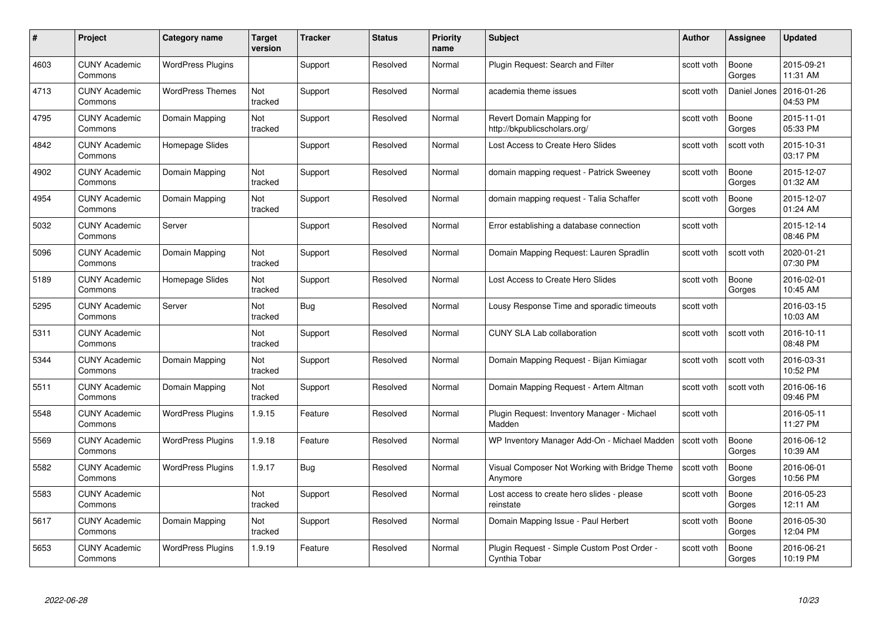| # | Project | Category name | Target version | Tracker | Status | Priority name | Subject | Author | Assignee | Updated |
|---|---|---|---|---|---|---|---|---|---|---|
| 4603 | CUNY Academic Commons | WordPress Plugins | | Support | Resolved | Normal | Plugin Request: Search and Filter | scott voth | Boone Gorges | 2015-09-21 11:31 AM |
| 4713 | CUNY Academic Commons | WordPress Themes | Not tracked | Support | Resolved | Normal | academia theme issues | scott voth | Daniel Jones | 2016-01-26 04:53 PM |
| 4795 | CUNY Academic Commons | Domain Mapping | Not tracked | Support | Resolved | Normal | Revert Domain Mapping for http://bkpublicscholars.org/ | scott voth | Boone Gorges | 2015-11-01 05:33 PM |
| 4842 | CUNY Academic Commons | Homepage Slides | | Support | Resolved | Normal | Lost Access to Create Hero Slides | scott voth | scott voth | 2015-10-31 03:17 PM |
| 4902 | CUNY Academic Commons | Domain Mapping | Not tracked | Support | Resolved | Normal | domain mapping request - Patrick Sweeney | scott voth | Boone Gorges | 2015-12-07 01:32 AM |
| 4954 | CUNY Academic Commons | Domain Mapping | Not tracked | Support | Resolved | Normal | domain mapping request - Talia Schaffer | scott voth | Boone Gorges | 2015-12-07 01:24 AM |
| 5032 | CUNY Academic Commons | Server | | Support | Resolved | Normal | Error establishing a database connection | scott voth | | 2015-12-14 08:46 PM |
| 5096 | CUNY Academic Commons | Domain Mapping | Not tracked | Support | Resolved | Normal | Domain Mapping Request: Lauren Spradlin | scott voth | scott voth | 2020-01-21 07:30 PM |
| 5189 | CUNY Academic Commons | Homepage Slides | Not tracked | Support | Resolved | Normal | Lost Access to Create Hero Slides | scott voth | Boone Gorges | 2016-02-01 10:45 AM |
| 5295 | CUNY Academic Commons | Server | Not tracked | Bug | Resolved | Normal | Lousy Response Time and sporadic timeouts | scott voth | | 2016-03-15 10:03 AM |
| 5311 | CUNY Academic Commons | | Not tracked | Support | Resolved | Normal | CUNY SLA Lab collaboration | scott voth | scott voth | 2016-10-11 08:48 PM |
| 5344 | CUNY Academic Commons | Domain Mapping | Not tracked | Support | Resolved | Normal | Domain Mapping Request - Bijan Kimiagar | scott voth | scott voth | 2016-03-31 10:52 PM |
| 5511 | CUNY Academic Commons | Domain Mapping | Not tracked | Support | Resolved | Normal | Domain Mapping Request - Artem Altman | scott voth | scott voth | 2016-06-16 09:46 PM |
| 5548 | CUNY Academic Commons | WordPress Plugins | 1.9.15 | Feature | Resolved | Normal | Plugin Request: Inventory Manager - Michael Madden | scott voth | | 2016-05-11 11:27 PM |
| 5569 | CUNY Academic Commons | WordPress Plugins | 1.9.18 | Feature | Resolved | Normal | WP Inventory Manager Add-On - Michael Madden | scott voth | Boone Gorges | 2016-06-12 10:39 AM |
| 5582 | CUNY Academic Commons | WordPress Plugins | 1.9.17 | Bug | Resolved | Normal | Visual Composer Not Working with Bridge Theme Anymore | scott voth | Boone Gorges | 2016-06-01 10:56 PM |
| 5583 | CUNY Academic Commons | | Not tracked | Support | Resolved | Normal | Lost access to create hero slides - please reinstate | scott voth | Boone Gorges | 2016-05-23 12:11 AM |
| 5617 | CUNY Academic Commons | Domain Mapping | Not tracked | Support | Resolved | Normal | Domain Mapping Issue - Paul Herbert | scott voth | Boone Gorges | 2016-05-30 12:04 PM |
| 5653 | CUNY Academic Commons | WordPress Plugins | 1.9.19 | Feature | Resolved | Normal | Plugin Request - Simple Custom Post Order - Cynthia Tobar | scott voth | Boone Gorges | 2016-06-21 10:19 PM |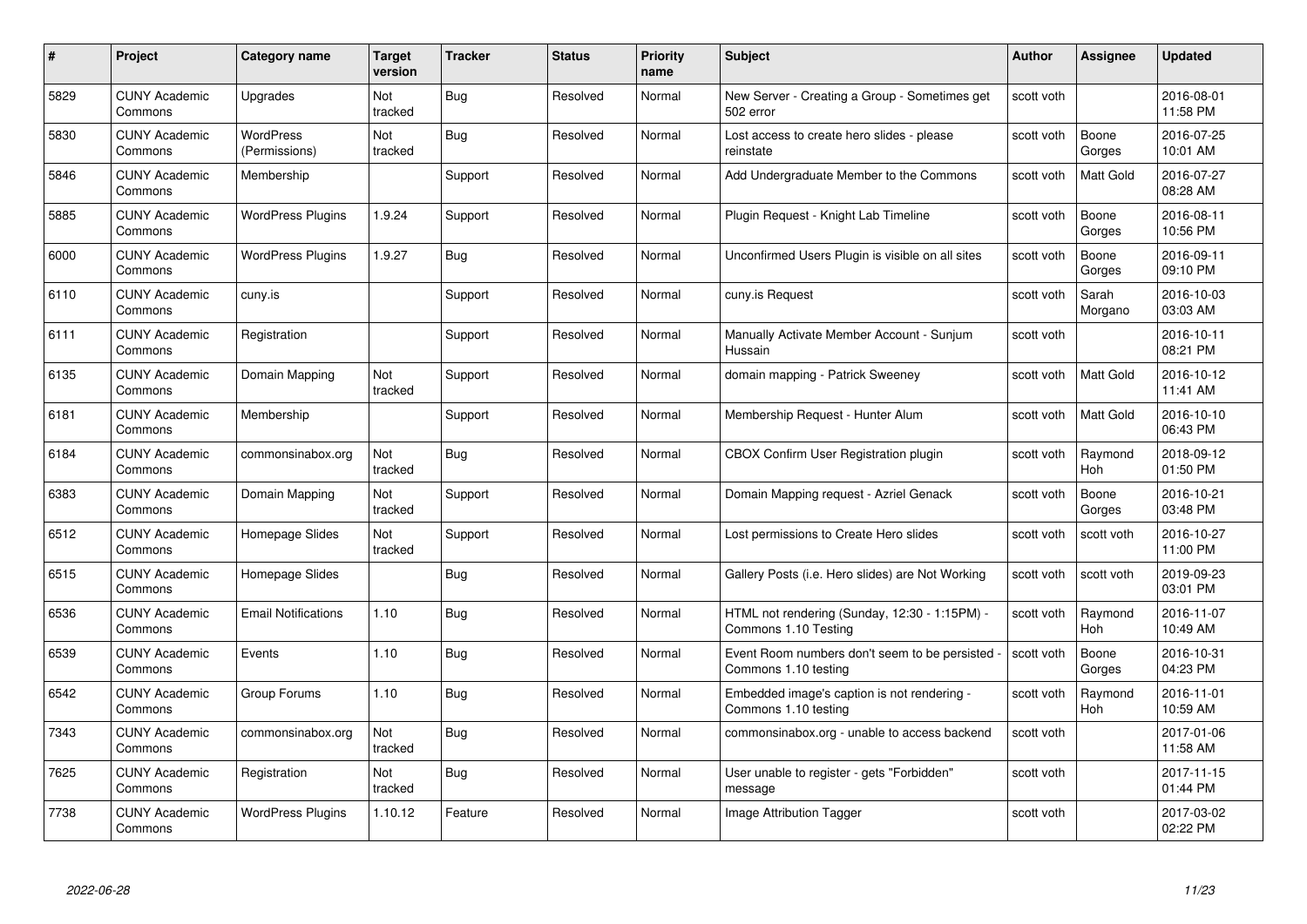| # | Project | Category name | Target version | Tracker | Status | Priority name | Subject | Author | Assignee | Updated |
|---|---|---|---|---|---|---|---|---|---|---|
| 5829 | CUNY Academic Commons | Upgrades | Not tracked | Bug | Resolved | Normal | New Server - Creating a Group - Sometimes get 502 error | scott voth | | 2016-08-01 11:58 PM |
| 5830 | CUNY Academic Commons | WordPress (Permissions) | Not tracked | Bug | Resolved | Normal | Lost access to create hero slides - please reinstate | scott voth | Boone Gorges | 2016-07-25 10:01 AM |
| 5846 | CUNY Academic Commons | Membership | | Support | Resolved | Normal | Add Undergraduate Member to the Commons | scott voth | Matt Gold | 2016-07-27 08:28 AM |
| 5885 | CUNY Academic Commons | WordPress Plugins | 1.9.24 | Support | Resolved | Normal | Plugin Request - Knight Lab Timeline | scott voth | Boone Gorges | 2016-08-11 10:56 PM |
| 6000 | CUNY Academic Commons | WordPress Plugins | 1.9.27 | Bug | Resolved | Normal | Unconfirmed Users Plugin is visible on all sites | scott voth | Boone Gorges | 2016-09-11 09:10 PM |
| 6110 | CUNY Academic Commons | cuny.is | | Support | Resolved | Normal | cuny.is Request | scott voth | Sarah Morgano | 2016-10-03 03:03 AM |
| 6111 | CUNY Academic Commons | Registration | | Support | Resolved | Normal | Manually Activate Member Account - Sunjum Hussain | scott voth | | 2016-10-11 08:21 PM |
| 6135 | CUNY Academic Commons | Domain Mapping | Not tracked | Support | Resolved | Normal | domain mapping - Patrick Sweeney | scott voth | Matt Gold | 2016-10-12 11:41 AM |
| 6181 | CUNY Academic Commons | Membership | | Support | Resolved | Normal | Membership Request - Hunter Alum | scott voth | Matt Gold | 2016-10-10 06:43 PM |
| 6184 | CUNY Academic Commons | commonsinabox.org | Not tracked | Bug | Resolved | Normal | CBOX Confirm User Registration plugin | scott voth | Raymond Hoh | 2018-09-12 01:50 PM |
| 6383 | CUNY Academic Commons | Domain Mapping | Not tracked | Support | Resolved | Normal | Domain Mapping request - Azriel Genack | scott voth | Boone Gorges | 2016-10-21 03:48 PM |
| 6512 | CUNY Academic Commons | Homepage Slides | Not tracked | Support | Resolved | Normal | Lost permissions to Create Hero slides | scott voth | scott voth | 2016-10-27 11:00 PM |
| 6515 | CUNY Academic Commons | Homepage Slides | | Bug | Resolved | Normal | Gallery Posts (i.e. Hero slides) are Not Working | scott voth | scott voth | 2019-09-23 03:01 PM |
| 6536 | CUNY Academic Commons | Email Notifications | 1.10 | Bug | Resolved | Normal | HTML not rendering (Sunday, 12:30 - 1:15PM) - Commons 1.10 Testing | scott voth | Raymond Hoh | 2016-11-07 10:49 AM |
| 6539 | CUNY Academic Commons | Events | 1.10 | Bug | Resolved | Normal | Event Room numbers don't seem to be persisted - Commons 1.10 testing | scott voth | Boone Gorges | 2016-10-31 04:23 PM |
| 6542 | CUNY Academic Commons | Group Forums | 1.10 | Bug | Resolved | Normal | Embedded image's caption is not rendering - Commons 1.10 testing | scott voth | Raymond Hoh | 2016-11-01 10:59 AM |
| 7343 | CUNY Academic Commons | commonsinabox.org | Not tracked | Bug | Resolved | Normal | commonsinabox.org - unable to access backend | scott voth | | 2017-01-06 11:58 AM |
| 7625 | CUNY Academic Commons | Registration | Not tracked | Bug | Resolved | Normal | User unable to register - gets "Forbidden" message | scott voth | | 2017-11-15 01:44 PM |
| 7738 | CUNY Academic Commons | WordPress Plugins | 1.10.12 | Feature | Resolved | Normal | Image Attribution Tagger | scott voth | | 2017-03-02 02:22 PM |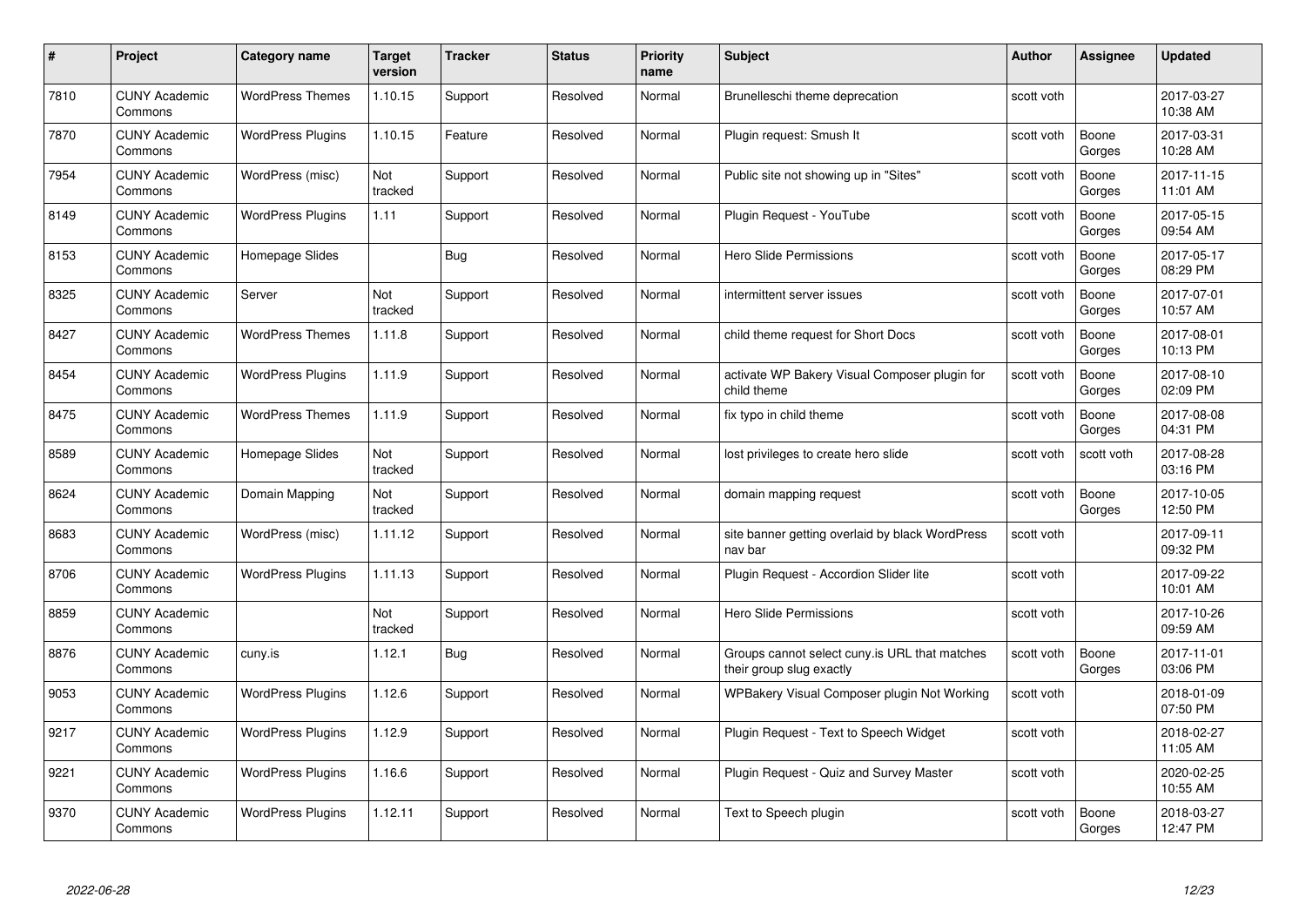| # | Project | Category name | Target version | Tracker | Status | Priority name | Subject | Author | Assignee | Updated |
|---|---|---|---|---|---|---|---|---|---|---|
| 7810 | CUNY Academic Commons | WordPress Themes | 1.10.15 | Support | Resolved | Normal | Brunelleschi theme deprecation | scott voth | | 2017-03-27 10:38 AM |
| 7870 | CUNY Academic Commons | WordPress Plugins | 1.10.15 | Feature | Resolved | Normal | Plugin request: Smush It | scott voth | Boone Gorges | 2017-03-31 10:28 AM |
| 7954 | CUNY Academic Commons | WordPress (misc) | Not tracked | Support | Resolved | Normal | Public site not showing up in "Sites" | scott voth | Boone Gorges | 2017-11-15 11:01 AM |
| 8149 | CUNY Academic Commons | WordPress Plugins | 1.11 | Support | Resolved | Normal | Plugin Request - YouTube | scott voth | Boone Gorges | 2017-05-15 09:54 AM |
| 8153 | CUNY Academic Commons | Homepage Slides | | Bug | Resolved | Normal | Hero Slide Permissions | scott voth | Boone Gorges | 2017-05-17 08:29 PM |
| 8325 | CUNY Academic Commons | Server | Not tracked | Support | Resolved | Normal | intermittent server issues | scott voth | Boone Gorges | 2017-07-01 10:57 AM |
| 8427 | CUNY Academic Commons | WordPress Themes | 1.11.8 | Support | Resolved | Normal | child theme request for Short Docs | scott voth | Boone Gorges | 2017-08-01 10:13 PM |
| 8454 | CUNY Academic Commons | WordPress Plugins | 1.11.9 | Support | Resolved | Normal | activate WP Bakery Visual Composer plugin for child theme | scott voth | Boone Gorges | 2017-08-10 02:09 PM |
| 8475 | CUNY Academic Commons | WordPress Themes | 1.11.9 | Support | Resolved | Normal | fix typo in child theme | scott voth | Boone Gorges | 2017-08-08 04:31 PM |
| 8589 | CUNY Academic Commons | Homepage Slides | Not tracked | Support | Resolved | Normal | lost privileges to create hero slide | scott voth | scott voth | 2017-08-28 03:16 PM |
| 8624 | CUNY Academic Commons | Domain Mapping | Not tracked | Support | Resolved | Normal | domain mapping request | scott voth | Boone Gorges | 2017-10-05 12:50 PM |
| 8683 | CUNY Academic Commons | WordPress (misc) | 1.11.12 | Support | Resolved | Normal | site banner getting overlaid by black WordPress nav bar | scott voth | | 2017-09-11 09:32 PM |
| 8706 | CUNY Academic Commons | WordPress Plugins | 1.11.13 | Support | Resolved | Normal | Plugin Request - Accordion Slider lite | scott voth | | 2017-09-22 10:01 AM |
| 8859 | CUNY Academic Commons | | Not tracked | Support | Resolved | Normal | Hero Slide Permissions | scott voth | | 2017-10-26 09:59 AM |
| 8876 | CUNY Academic Commons | cuny.is | 1.12.1 | Bug | Resolved | Normal | Groups cannot select cuny.is URL that matches their group slug exactly | scott voth | Boone Gorges | 2017-11-01 03:06 PM |
| 9053 | CUNY Academic Commons | WordPress Plugins | 1.12.6 | Support | Resolved | Normal | WPBakery Visual Composer plugin Not Working | scott voth | | 2018-01-09 07:50 PM |
| 9217 | CUNY Academic Commons | WordPress Plugins | 1.12.9 | Support | Resolved | Normal | Plugin Request - Text to Speech Widget | scott voth | | 2018-02-27 11:05 AM |
| 9221 | CUNY Academic Commons | WordPress Plugins | 1.16.6 | Support | Resolved | Normal | Plugin Request - Quiz and Survey Master | scott voth | | 2020-02-25 10:55 AM |
| 9370 | CUNY Academic Commons | WordPress Plugins | 1.12.11 | Support | Resolved | Normal | Text to Speech plugin | scott voth | Boone Gorges | 2018-03-27 12:47 PM |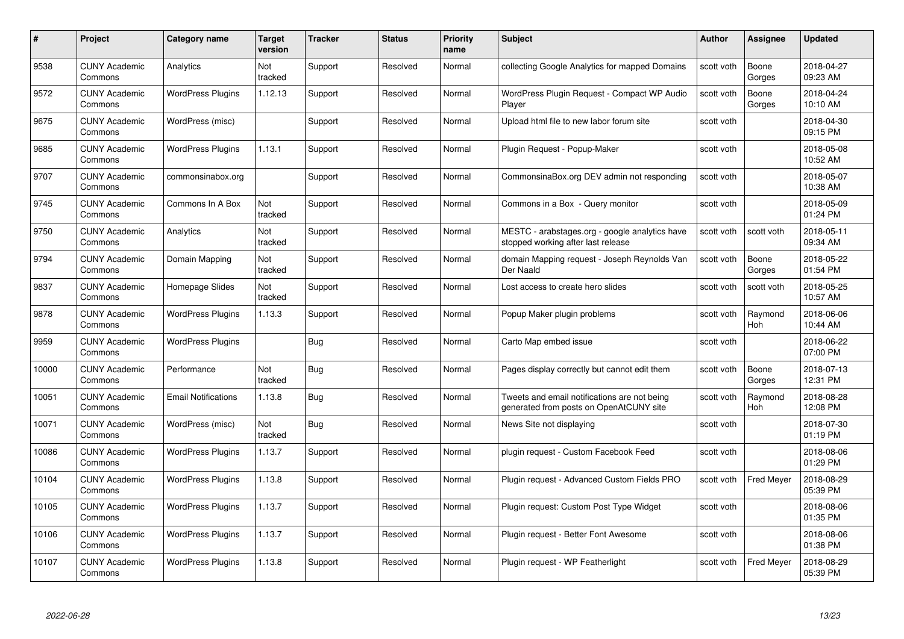| # | Project | Category name | Target version | Tracker | Status | Priority name | Subject | Author | Assignee | Updated |
|---|---|---|---|---|---|---|---|---|---|---|
| 9538 | CUNY Academic Commons | Analytics | Not tracked | Support | Resolved | Normal | collecting Google Analytics for mapped Domains | scott voth | Boone Gorges | 2018-04-27 09:23 AM |
| 9572 | CUNY Academic Commons | WordPress Plugins | 1.12.13 | Support | Resolved | Normal | WordPress Plugin Request - Compact WP Audio Player | scott voth | Boone Gorges | 2018-04-24 10:10 AM |
| 9675 | CUNY Academic Commons | WordPress (misc) | | Support | Resolved | Normal | Upload html file to new labor forum site | scott voth | | 2018-04-30 09:15 PM |
| 9685 | CUNY Academic Commons | WordPress Plugins | 1.13.1 | Support | Resolved | Normal | Plugin Request - Popup-Maker | scott voth | | 2018-05-08 10:52 AM |
| 9707 | CUNY Academic Commons | commonsinabox.org | | Support | Resolved | Normal | CommonsinaBox.org DEV admin not responding | scott voth | | 2018-05-07 10:38 AM |
| 9745 | CUNY Academic Commons | Commons In A Box | Not tracked | Support | Resolved | Normal | Commons in a Box - Query monitor | scott voth | | 2018-05-09 01:24 PM |
| 9750 | CUNY Academic Commons | Analytics | Not tracked | Support | Resolved | Normal | MESTC - arabstages.org - google analytics have stopped working after last release | scott voth | scott voth | 2018-05-11 09:34 AM |
| 9794 | CUNY Academic Commons | Domain Mapping | Not tracked | Support | Resolved | Normal | domain Mapping request - Joseph Reynolds Van Der Naald | scott voth | Boone Gorges | 2018-05-22 01:54 PM |
| 9837 | CUNY Academic Commons | Homepage Slides | Not tracked | Support | Resolved | Normal | Lost access to create hero slides | scott voth | scott voth | 2018-05-25 10:57 AM |
| 9878 | CUNY Academic Commons | WordPress Plugins | 1.13.3 | Support | Resolved | Normal | Popup Maker plugin problems | scott voth | Raymond Hoh | 2018-06-06 10:44 AM |
| 9959 | CUNY Academic Commons | WordPress Plugins | | Bug | Resolved | Normal | Carto Map embed issue | scott voth | | 2018-06-22 07:00 PM |
| 10000 | CUNY Academic Commons | Performance | Not tracked | Bug | Resolved | Normal | Pages display correctly but cannot edit them | scott voth | Boone Gorges | 2018-07-13 12:31 PM |
| 10051 | CUNY Academic Commons | Email Notifications | 1.13.8 | Bug | Resolved | Normal | Tweets and email notifications are not being generated from posts on OpenAtCUNY site | scott voth | Raymond Hoh | 2018-08-28 12:08 PM |
| 10071 | CUNY Academic Commons | WordPress (misc) | Not tracked | Bug | Resolved | Normal | News Site not displaying | scott voth | | 2018-07-30 01:19 PM |
| 10086 | CUNY Academic Commons | WordPress Plugins | 1.13.7 | Support | Resolved | Normal | plugin request - Custom Facebook Feed | scott voth | | 2018-08-06 01:29 PM |
| 10104 | CUNY Academic Commons | WordPress Plugins | 1.13.8 | Support | Resolved | Normal | Plugin request - Advanced Custom Fields PRO | scott voth | Fred Meyer | 2018-08-29 05:39 PM |
| 10105 | CUNY Academic Commons | WordPress Plugins | 1.13.7 | Support | Resolved | Normal | Plugin request: Custom Post Type Widget | scott voth | | 2018-08-06 01:35 PM |
| 10106 | CUNY Academic Commons | WordPress Plugins | 1.13.7 | Support | Resolved | Normal | Plugin request - Better Font Awesome | scott voth | | 2018-08-06 01:38 PM |
| 10107 | CUNY Academic Commons | WordPress Plugins | 1.13.8 | Support | Resolved | Normal | Plugin request - WP Featherlight | scott voth | Fred Meyer | 2018-08-29 05:39 PM |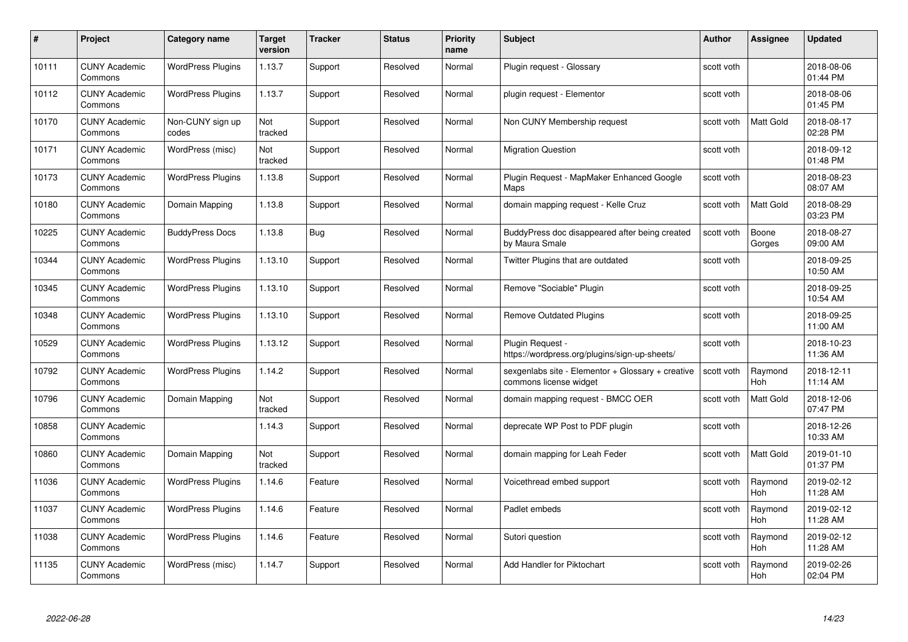| # | Project | Category name | Target version | Tracker | Status | Priority name | Subject | Author | Assignee | Updated |
|---|---|---|---|---|---|---|---|---|---|---|
| 10111 | CUNY Academic Commons | WordPress Plugins | 1.13.7 | Support | Resolved | Normal | Plugin request - Glossary | scott voth | | 2018-08-06 01:44 PM |
| 10112 | CUNY Academic Commons | WordPress Plugins | 1.13.7 | Support | Resolved | Normal | plugin request - Elementor | scott voth | | 2018-08-06 01:45 PM |
| 10170 | CUNY Academic Commons | Non-CUNY sign up codes | Not tracked | Support | Resolved | Normal | Non CUNY Membership request | scott voth | Matt Gold | 2018-08-17 02:28 PM |
| 10171 | CUNY Academic Commons | WordPress (misc) | Not tracked | Support | Resolved | Normal | Migration Question | scott voth | | 2018-09-12 01:48 PM |
| 10173 | CUNY Academic Commons | WordPress Plugins | 1.13.8 | Support | Resolved | Normal | Plugin Request - MapMaker Enhanced Google Maps | scott voth | | 2018-08-23 08:07 AM |
| 10180 | CUNY Academic Commons | Domain Mapping | 1.13.8 | Support | Resolved | Normal | domain mapping request - Kelle Cruz | scott voth | Matt Gold | 2018-08-29 03:23 PM |
| 10225 | CUNY Academic Commons | BuddyPress Docs | 1.13.8 | Bug | Resolved | Normal | BuddyPress doc disappeared after being created by Maura Smale | scott voth | Boone Gorges | 2018-08-27 09:00 AM |
| 10344 | CUNY Academic Commons | WordPress Plugins | 1.13.10 | Support | Resolved | Normal | Twitter Plugins that are outdated | scott voth | | 2018-09-25 10:50 AM |
| 10345 | CUNY Academic Commons | WordPress Plugins | 1.13.10 | Support | Resolved | Normal | Remove "Sociable" Plugin | scott voth | | 2018-09-25 10:54 AM |
| 10348 | CUNY Academic Commons | WordPress Plugins | 1.13.10 | Support | Resolved | Normal | Remove Outdated Plugins | scott voth | | 2018-09-25 11:00 AM |
| 10529 | CUNY Academic Commons | WordPress Plugins | 1.13.12 | Support | Resolved | Normal | Plugin Request - https://wordpress.org/plugins/sign-up-sheets/ | scott voth | | 2018-10-23 11:36 AM |
| 10792 | CUNY Academic Commons | WordPress Plugins | 1.14.2 | Support | Resolved | Normal | sexgenlabs site - Elementor + Glossary + creative commons license widget | scott voth | Raymond Hoh | 2018-12-11 11:14 AM |
| 10796 | CUNY Academic Commons | Domain Mapping | Not tracked | Support | Resolved | Normal | domain mapping request - BMCC OER | scott voth | Matt Gold | 2018-12-06 07:47 PM |
| 10858 | CUNY Academic Commons | | 1.14.3 | Support | Resolved | Normal | deprecate WP Post to PDF plugin | scott voth | | 2018-12-26 10:33 AM |
| 10860 | CUNY Academic Commons | Domain Mapping | Not tracked | Support | Resolved | Normal | domain mapping for Leah Feder | scott voth | Matt Gold | 2019-01-10 01:37 PM |
| 11036 | CUNY Academic Commons | WordPress Plugins | 1.14.6 | Feature | Resolved | Normal | Voicethread embed support | scott voth | Raymond Hoh | 2019-02-12 11:28 AM |
| 11037 | CUNY Academic Commons | WordPress Plugins | 1.14.6 | Feature | Resolved | Normal | Padlet embeds | scott voth | Raymond Hoh | 2019-02-12 11:28 AM |
| 11038 | CUNY Academic Commons | WordPress Plugins | 1.14.6 | Feature | Resolved | Normal | Sutori question | scott voth | Raymond Hoh | 2019-02-12 11:28 AM |
| 11135 | CUNY Academic Commons | WordPress (misc) | 1.14.7 | Support | Resolved | Normal | Add Handler for Piktochart | scott voth | Raymond Hoh | 2019-02-26 02:04 PM |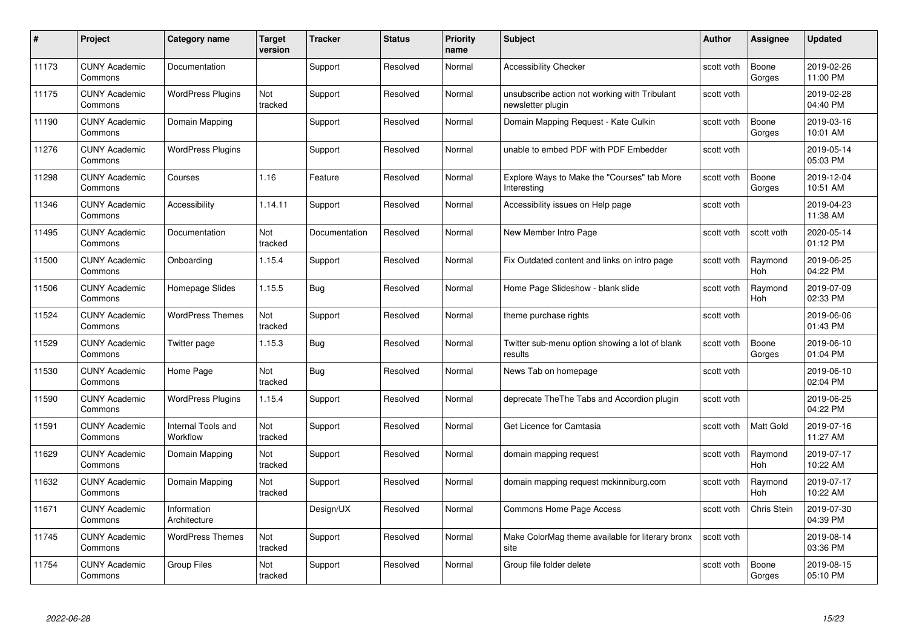| # | Project | Category name | Target version | Tracker | Status | Priority name | Subject | Author | Assignee | Updated |
|---|---|---|---|---|---|---|---|---|---|---|
| 11173 | CUNY Academic Commons | Documentation | | Support | Resolved | Normal | Accessibility Checker | scott voth | Boone Gorges | 2019-02-26 11:00 PM |
| 11175 | CUNY Academic Commons | WordPress Plugins | Not tracked | Support | Resolved | Normal | unsubscribe action not working with Tribulant newsletter plugin | scott voth | | 2019-02-28 04:40 PM |
| 11190 | CUNY Academic Commons | Domain Mapping | | Support | Resolved | Normal | Domain Mapping Request - Kate Culkin | scott voth | Boone Gorges | 2019-03-16 10:01 AM |
| 11276 | CUNY Academic Commons | WordPress Plugins | | Support | Resolved | Normal | unable to embed PDF with PDF Embedder | scott voth | | 2019-05-14 05:03 PM |
| 11298 | CUNY Academic Commons | Courses | 1.16 | Feature | Resolved | Normal | Explore Ways to Make the "Courses" tab More Interesting | scott voth | Boone Gorges | 2019-12-04 10:51 AM |
| 11346 | CUNY Academic Commons | Accessibility | 1.14.11 | Support | Resolved | Normal | Accessibility issues on Help page | scott voth | | 2019-04-23 11:38 AM |
| 11495 | CUNY Academic Commons | Documentation | Not tracked | Documentation | Resolved | Normal | New Member Intro Page | scott voth | scott voth | 2020-05-14 01:12 PM |
| 11500 | CUNY Academic Commons | Onboarding | 1.15.4 | Support | Resolved | Normal | Fix Outdated content and links on intro page | scott voth | Raymond Hoh | 2019-06-25 04:22 PM |
| 11506 | CUNY Academic Commons | Homepage Slides | 1.15.5 | Bug | Resolved | Normal | Home Page Slideshow - blank slide | scott voth | Raymond Hoh | 2019-07-09 02:33 PM |
| 11524 | CUNY Academic Commons | WordPress Themes | Not tracked | Support | Resolved | Normal | theme purchase rights | scott voth | | 2019-06-06 01:43 PM |
| 11529 | CUNY Academic Commons | Twitter page | 1.15.3 | Bug | Resolved | Normal | Twitter sub-menu option showing a lot of blank results | scott voth | Boone Gorges | 2019-06-10 01:04 PM |
| 11530 | CUNY Academic Commons | Home Page | Not tracked | Bug | Resolved | Normal | News Tab on homepage | scott voth | | 2019-06-10 02:04 PM |
| 11590 | CUNY Academic Commons | WordPress Plugins | 1.15.4 | Support | Resolved | Normal | deprecate TheThe Tabs and Accordion plugin | scott voth | | 2019-06-25 04:22 PM |
| 11591 | CUNY Academic Commons | Internal Tools and Workflow | Not tracked | Support | Resolved | Normal | Get Licence for Camtasia | scott voth | Matt Gold | 2019-07-16 11:27 AM |
| 11629 | CUNY Academic Commons | Domain Mapping | Not tracked | Support | Resolved | Normal | domain mapping request | scott voth | Raymond Hoh | 2019-07-17 10:22 AM |
| 11632 | CUNY Academic Commons | Domain Mapping | Not tracked | Support | Resolved | Normal | domain mapping request mckinniburg.com | scott voth | Raymond Hoh | 2019-07-17 10:22 AM |
| 11671 | CUNY Academic Commons | Information Architecture | | Design/UX | Resolved | Normal | Commons Home Page Access | scott voth | Chris Stein | 2019-07-30 04:39 PM |
| 11745 | CUNY Academic Commons | WordPress Themes | Not tracked | Support | Resolved | Normal | Make ColorMag theme available for literary bronx site | scott voth | | 2019-08-14 03:36 PM |
| 11754 | CUNY Academic Commons | Group Files | Not tracked | Support | Resolved | Normal | Group file folder delete | scott voth | Boone Gorges | 2019-08-15 05:10 PM |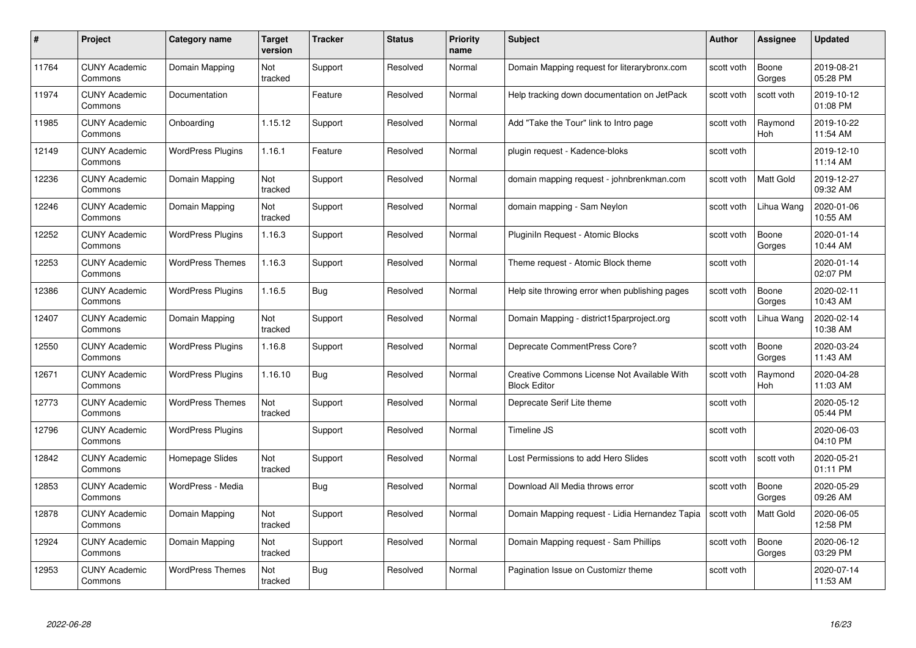| # | Project | Category name | Target version | Tracker | Status | Priority name | Subject | Author | Assignee | Updated |
|---|---|---|---|---|---|---|---|---|---|---|
| 11764 | CUNY Academic Commons | Domain Mapping | Not tracked | Support | Resolved | Normal | Domain Mapping request for literarybronx.com | scott voth | Boone Gorges | 2019-08-21 05:28 PM |
| 11974 | CUNY Academic Commons | Documentation | | Feature | Resolved | Normal | Help tracking down documentation on JetPack | scott voth | scott voth | 2019-10-12 01:08 PM |
| 11985 | CUNY Academic Commons | Onboarding | 1.15.12 | Support | Resolved | Normal | Add "Take the Tour" link to Intro page | scott voth | Raymond Hoh | 2019-10-22 11:54 AM |
| 12149 | CUNY Academic Commons | WordPress Plugins | 1.16.1 | Feature | Resolved | Normal | plugin request - Kadence-bloks | scott voth | | 2019-12-10 11:14 AM |
| 12236 | CUNY Academic Commons | Domain Mapping | Not tracked | Support | Resolved | Normal | domain mapping request - johnbrenkman.com | scott voth | Matt Gold | 2019-12-27 09:32 AM |
| 12246 | CUNY Academic Commons | Domain Mapping | Not tracked | Support | Resolved | Normal | domain mapping - Sam Neylon | scott voth | Lihua Wang | 2020-01-06 10:55 AM |
| 12252 | CUNY Academic Commons | WordPress Plugins | 1.16.3 | Support | Resolved | Normal | Pluginiln Request - Atomic Blocks | scott voth | Boone Gorges | 2020-01-14 10:44 AM |
| 12253 | CUNY Academic Commons | WordPress Themes | 1.16.3 | Support | Resolved | Normal | Theme request - Atomic Block theme | scott voth | | 2020-01-14 02:07 PM |
| 12386 | CUNY Academic Commons | WordPress Plugins | 1.16.5 | Bug | Resolved | Normal | Help site throwing error when publishing pages | scott voth | Boone Gorges | 2020-02-11 10:43 AM |
| 12407 | CUNY Academic Commons | Domain Mapping | Not tracked | Support | Resolved | Normal | Domain Mapping - district15parproject.org | scott voth | Lihua Wang | 2020-02-14 10:38 AM |
| 12550 | CUNY Academic Commons | WordPress Plugins | 1.16.8 | Support | Resolved | Normal | Deprecate CommentPress Core? | scott voth | Boone Gorges | 2020-03-24 11:43 AM |
| 12671 | CUNY Academic Commons | WordPress Plugins | 1.16.10 | Bug | Resolved | Normal | Creative Commons License Not Available With Block Editor | scott voth | Raymond Hoh | 2020-04-28 11:03 AM |
| 12773 | CUNY Academic Commons | WordPress Themes | Not tracked | Support | Resolved | Normal | Deprecate Serif Lite theme | scott voth | | 2020-05-12 05:44 PM |
| 12796 | CUNY Academic Commons | WordPress Plugins | | Support | Resolved | Normal | Timeline JS | scott voth | | 2020-06-03 04:10 PM |
| 12842 | CUNY Academic Commons | Homepage Slides | Not tracked | Support | Resolved | Normal | Lost Permissions to add Hero Slides | scott voth | scott voth | 2020-05-21 01:11 PM |
| 12853 | CUNY Academic Commons | WordPress - Media | | Bug | Resolved | Normal | Download All Media throws error | scott voth | Boone Gorges | 2020-05-29 09:26 AM |
| 12878 | CUNY Academic Commons | Domain Mapping | Not tracked | Support | Resolved | Normal | Domain Mapping request - Lidia Hernandez Tapia | scott voth | Matt Gold | 2020-06-05 12:58 PM |
| 12924 | CUNY Academic Commons | Domain Mapping | Not tracked | Support | Resolved | Normal | Domain Mapping request - Sam Phillips | scott voth | Boone Gorges | 2020-06-12 03:29 PM |
| 12953 | CUNY Academic Commons | WordPress Themes | Not tracked | Bug | Resolved | Normal | Pagination Issue on Customizr theme | scott voth | | 2020-07-14 11:53 AM |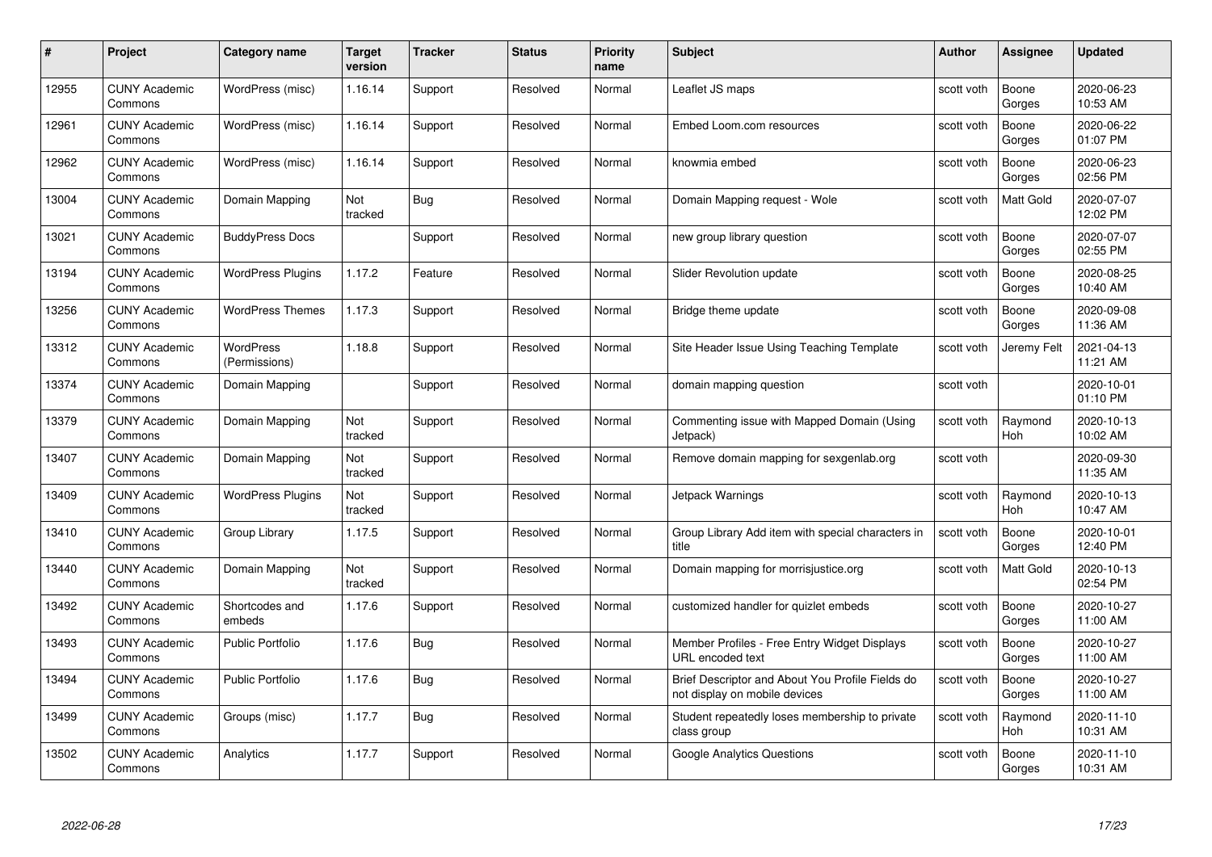| # | Project | Category name | Target version | Tracker | Status | Priority name | Subject | Author | Assignee | Updated |
|---|---|---|---|---|---|---|---|---|---|---|
| 12955 | CUNY Academic Commons | WordPress (misc) | 1.16.14 | Support | Resolved | Normal | Leaflet JS maps | scott voth | Boone Gorges | 2020-06-23 10:53 AM |
| 12961 | CUNY Academic Commons | WordPress (misc) | 1.16.14 | Support | Resolved | Normal | Embed Loom.com resources | scott voth | Boone Gorges | 2020-06-22 01:07 PM |
| 12962 | CUNY Academic Commons | WordPress (misc) | 1.16.14 | Support | Resolved | Normal | knowmia embed | scott voth | Boone Gorges | 2020-06-23 02:56 PM |
| 13004 | CUNY Academic Commons | Domain Mapping | Not tracked | Bug | Resolved | Normal | Domain Mapping request - Wole | scott voth | Matt Gold | 2020-07-07 12:02 PM |
| 13021 | CUNY Academic Commons | BuddyPress Docs | | Support | Resolved | Normal | new group library question | scott voth | Boone Gorges | 2020-07-07 02:55 PM |
| 13194 | CUNY Academic Commons | WordPress Plugins | 1.17.2 | Feature | Resolved | Normal | Slider Revolution update | scott voth | Boone Gorges | 2020-08-25 10:40 AM |
| 13256 | CUNY Academic Commons | WordPress Themes | 1.17.3 | Support | Resolved | Normal | Bridge theme update | scott voth | Boone Gorges | 2020-09-08 11:36 AM |
| 13312 | CUNY Academic Commons | WordPress (Permissions) | 1.18.8 | Support | Resolved | Normal | Site Header Issue Using Teaching Template | scott voth | Jeremy Felt | 2021-04-13 11:21 AM |
| 13374 | CUNY Academic Commons | Domain Mapping | | Support | Resolved | Normal | domain mapping question | scott voth | | 2020-10-01 01:10 PM |
| 13379 | CUNY Academic Commons | Domain Mapping | Not tracked | Support | Resolved | Normal | Commenting issue with Mapped Domain (Using Jetpack) | scott voth | Raymond Hoh | 2020-10-13 10:02 AM |
| 13407 | CUNY Academic Commons | Domain Mapping | Not tracked | Support | Resolved | Normal | Remove domain mapping for sexgenlab.org | scott voth | | 2020-09-30 11:35 AM |
| 13409 | CUNY Academic Commons | WordPress Plugins | Not tracked | Support | Resolved | Normal | Jetpack Warnings | scott voth | Raymond Hoh | 2020-10-13 10:47 AM |
| 13410 | CUNY Academic Commons | Group Library | 1.17.5 | Support | Resolved | Normal | Group Library Add item with special characters in title | scott voth | Boone Gorges | 2020-10-01 12:40 PM |
| 13440 | CUNY Academic Commons | Domain Mapping | Not tracked | Support | Resolved | Normal | Domain mapping for morrisjustice.org | scott voth | Matt Gold | 2020-10-13 02:54 PM |
| 13492 | CUNY Academic Commons | Shortcodes and embeds | 1.17.6 | Support | Resolved | Normal | customized handler for quizlet embeds | scott voth | Boone Gorges | 2020-10-27 11:00 AM |
| 13493 | CUNY Academic Commons | Public Portfolio | 1.17.6 | Bug | Resolved | Normal | Member Profiles - Free Entry Widget Displays URL encoded text | scott voth | Boone Gorges | 2020-10-27 11:00 AM |
| 13494 | CUNY Academic Commons | Public Portfolio | 1.17.6 | Bug | Resolved | Normal | Brief Descriptor and About You Profile Fields do not display on mobile devices | scott voth | Boone Gorges | 2020-10-27 11:00 AM |
| 13499 | CUNY Academic Commons | Groups (misc) | 1.17.7 | Bug | Resolved | Normal | Student repeatedly loses membership to private class group | scott voth | Raymond Hoh | 2020-11-10 10:31 AM |
| 13502 | CUNY Academic Commons | Analytics | 1.17.7 | Support | Resolved | Normal | Google Analytics Questions | scott voth | Boone Gorges | 2020-11-10 10:31 AM |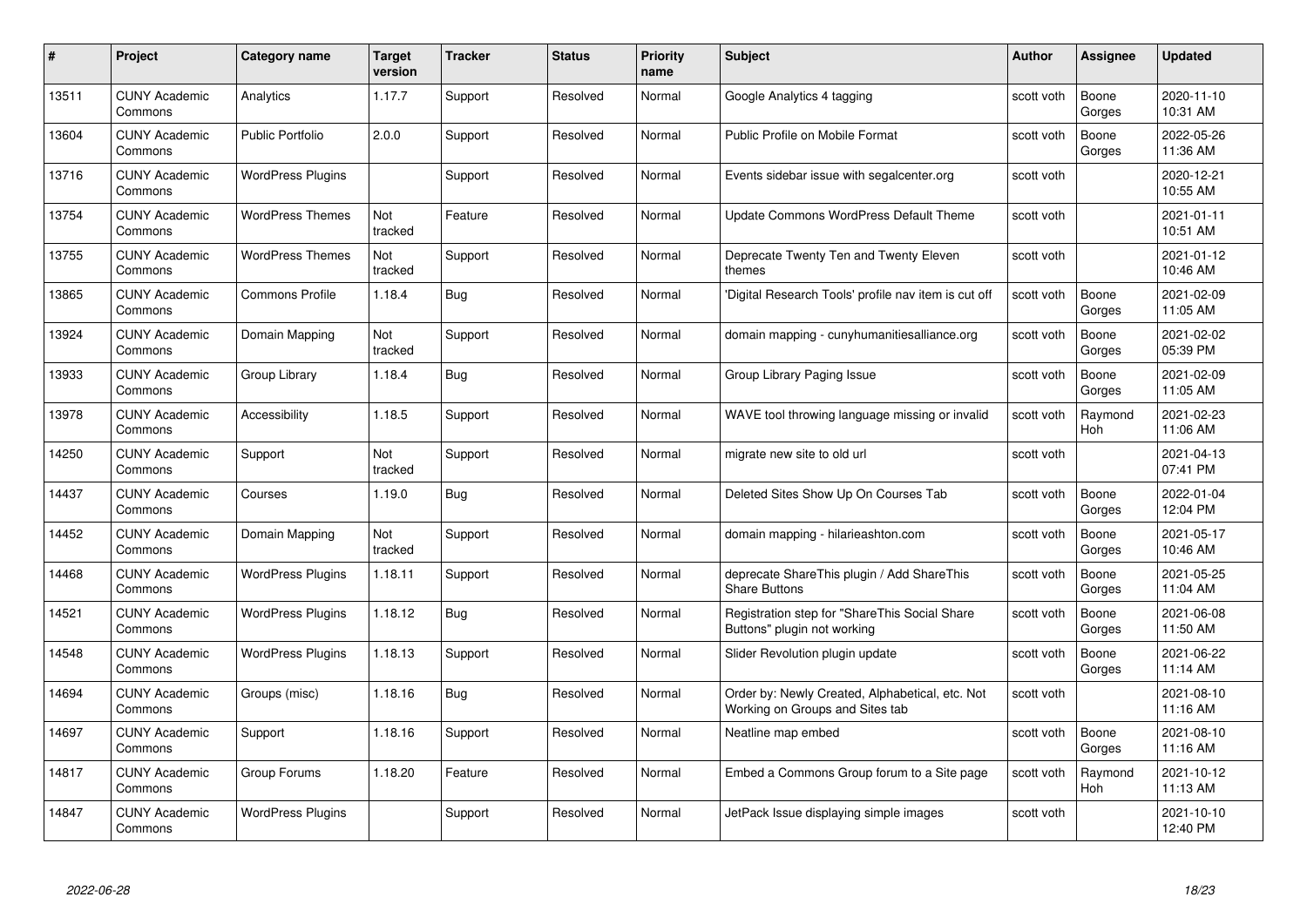| # | Project | Category name | Target version | Tracker | Status | Priority name | Subject | Author | Assignee | Updated |
|---|---|---|---|---|---|---|---|---|---|---|
| 13511 | CUNY Academic Commons | Analytics | 1.17.7 | Support | Resolved | Normal | Google Analytics 4 tagging | scott voth | Boone Gorges | 2020-11-10 10:31 AM |
| 13604 | CUNY Academic Commons | Public Portfolio | 2.0.0 | Support | Resolved | Normal | Public Profile on Mobile Format | scott voth | Boone Gorges | 2022-05-26 11:36 AM |
| 13716 | CUNY Academic Commons | WordPress Plugins | | Support | Resolved | Normal | Events sidebar issue with segalcenter.org | scott voth | | 2020-12-21 10:55 AM |
| 13754 | CUNY Academic Commons | WordPress Themes | Not tracked | Feature | Resolved | Normal | Update Commons WordPress Default Theme | scott voth | | 2021-01-11 10:51 AM |
| 13755 | CUNY Academic Commons | WordPress Themes | Not tracked | Support | Resolved | Normal | Deprecate Twenty Ten and Twenty Eleven themes | scott voth | | 2021-01-12 10:46 AM |
| 13865 | CUNY Academic Commons | Commons Profile | 1.18.4 | Bug | Resolved | Normal | 'Digital Research Tools' profile nav item is cut off | scott voth | Boone Gorges | 2021-02-09 11:05 AM |
| 13924 | CUNY Academic Commons | Domain Mapping | Not tracked | Support | Resolved | Normal | domain mapping - cunyhumanitiesalliance.org | scott voth | Boone Gorges | 2021-02-02 05:39 PM |
| 13933 | CUNY Academic Commons | Group Library | 1.18.4 | Bug | Resolved | Normal | Group Library Paging Issue | scott voth | Boone Gorges | 2021-02-09 11:05 AM |
| 13978 | CUNY Academic Commons | Accessibility | 1.18.5 | Support | Resolved | Normal | WAVE tool throwing language missing or invalid | scott voth | Raymond Hoh | 2021-02-23 11:06 AM |
| 14250 | CUNY Academic Commons | Support | Not tracked | Support | Resolved | Normal | migrate new site to old url | scott voth | | 2021-04-13 07:41 PM |
| 14437 | CUNY Academic Commons | Courses | 1.19.0 | Bug | Resolved | Normal | Deleted Sites Show Up On Courses Tab | scott voth | Boone Gorges | 2022-01-04 12:04 PM |
| 14452 | CUNY Academic Commons | Domain Mapping | Not tracked | Support | Resolved | Normal | domain mapping - hilarieashton.com | scott voth | Boone Gorges | 2021-05-17 10:46 AM |
| 14468 | CUNY Academic Commons | WordPress Plugins | 1.18.11 | Support | Resolved | Normal | deprecate ShareThis plugin / Add ShareThis Share Buttons | scott voth | Boone Gorges | 2021-05-25 11:04 AM |
| 14521 | CUNY Academic Commons | WordPress Plugins | 1.18.12 | Bug | Resolved | Normal | Registration step for "ShareThis Social Share Buttons" plugin not working | scott voth | Boone Gorges | 2021-06-08 11:50 AM |
| 14548 | CUNY Academic Commons | WordPress Plugins | 1.18.13 | Support | Resolved | Normal | Slider Revolution plugin update | scott voth | Boone Gorges | 2021-06-22 11:14 AM |
| 14694 | CUNY Academic Commons | Groups (misc) | 1.18.16 | Bug | Resolved | Normal | Order by: Newly Created, Alphabetical, etc. Not Working on Groups and Sites tab | scott voth | | 2021-08-10 11:16 AM |
| 14697 | CUNY Academic Commons | Support | 1.18.16 | Support | Resolved | Normal | Neatline map embed | scott voth | Boone Gorges | 2021-08-10 11:16 AM |
| 14817 | CUNY Academic Commons | Group Forums | 1.18.20 | Feature | Resolved | Normal | Embed a Commons Group forum to a Site page | scott voth | Raymond Hoh | 2021-10-12 11:13 AM |
| 14847 | CUNY Academic Commons | WordPress Plugins | | Support | Resolved | Normal | JetPack Issue displaying simple images | scott voth | | 2021-10-10 12:40 PM |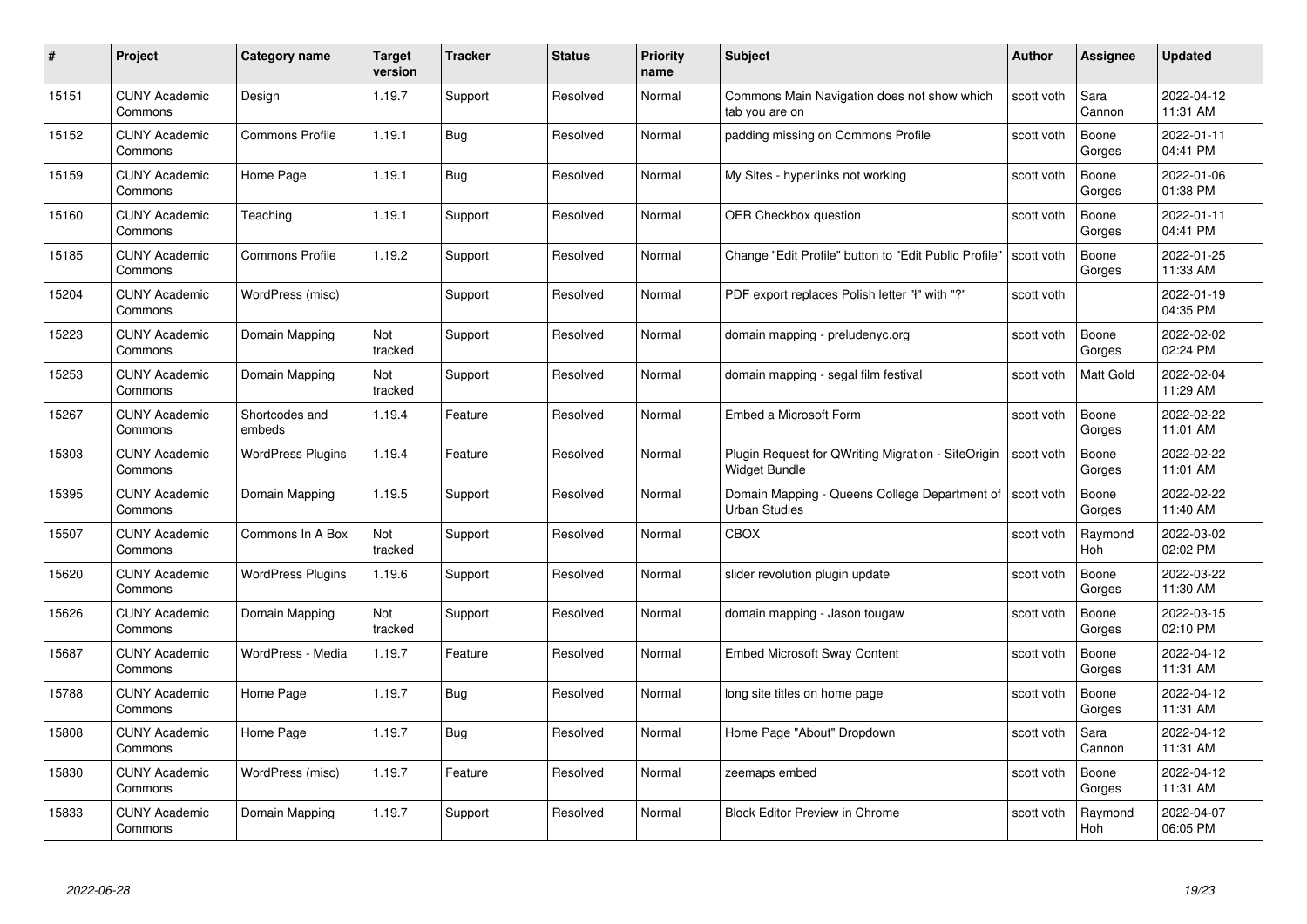| # | Project | Category name | Target version | Tracker | Status | Priority name | Subject | Author | Assignee | Updated |
|---|---|---|---|---|---|---|---|---|---|---|
| 15151 | CUNY Academic Commons | Design | 1.19.7 | Support | Resolved | Normal | Commons Main Navigation does not show which tab you are on | scott voth | Sara Cannon | 2022-04-12 11:31 AM |
| 15152 | CUNY Academic Commons | Commons Profile | 1.19.1 | Bug | Resolved | Normal | padding missing on Commons Profile | scott voth | Boone Gorges | 2022-01-11 04:41 PM |
| 15159 | CUNY Academic Commons | Home Page | 1.19.1 | Bug | Resolved | Normal | My Sites - hyperlinks not working | scott voth | Boone Gorges | 2022-01-06 01:38 PM |
| 15160 | CUNY Academic Commons | Teaching | 1.19.1 | Support | Resolved | Normal | OER Checkbox question | scott voth | Boone Gorges | 2022-01-11 04:41 PM |
| 15185 | CUNY Academic Commons | Commons Profile | 1.19.2 | Support | Resolved | Normal | Change "Edit Profile" button to "Edit Public Profile" | scott voth | Boone Gorges | 2022-01-25 11:33 AM |
| 15204 | CUNY Academic Commons | WordPress (misc) | | Support | Resolved | Normal | PDF export replaces Polish letter "ł" with "?" | scott voth | | 2022-01-19 04:35 PM |
| 15223 | CUNY Academic Commons | Domain Mapping | Not tracked | Support | Resolved | Normal | domain mapping - preludenyc.org | scott voth | Boone Gorges | 2022-02-02 02:24 PM |
| 15253 | CUNY Academic Commons | Domain Mapping | Not tracked | Support | Resolved | Normal | domain mapping - segal film festival | scott voth | Matt Gold | 2022-02-04 11:29 AM |
| 15267 | CUNY Academic Commons | Shortcodes and embeds | 1.19.4 | Feature | Resolved | Normal | Embed a Microsoft Form | scott voth | Boone Gorges | 2022-02-22 11:01 AM |
| 15303 | CUNY Academic Commons | WordPress Plugins | 1.19.4 | Feature | Resolved | Normal | Plugin Request for QWriting Migration - SiteOrigin Widget Bundle | scott voth | Boone Gorges | 2022-02-22 11:01 AM |
| 15395 | CUNY Academic Commons | Domain Mapping | 1.19.5 | Support | Resolved | Normal | Domain Mapping - Queens College Department of Urban Studies | scott voth | Boone Gorges | 2022-02-22 11:40 AM |
| 15507 | CUNY Academic Commons | Commons In A Box | Not tracked | Support | Resolved | Normal | CBOX | scott voth | Raymond Hoh | 2022-03-02 02:02 PM |
| 15620 | CUNY Academic Commons | WordPress Plugins | 1.19.6 | Support | Resolved | Normal | slider revolution plugin update | scott voth | Boone Gorges | 2022-03-22 11:30 AM |
| 15626 | CUNY Academic Commons | Domain Mapping | Not tracked | Support | Resolved | Normal | domain mapping - Jason tougaw | scott voth | Boone Gorges | 2022-03-15 02:10 PM |
| 15687 | CUNY Academic Commons | WordPress - Media | 1.19.7 | Feature | Resolved | Normal | Embed Microsoft Sway Content | scott voth | Boone Gorges | 2022-04-12 11:31 AM |
| 15788 | CUNY Academic Commons | Home Page | 1.19.7 | Bug | Resolved | Normal | long site titles on home page | scott voth | Boone Gorges | 2022-04-12 11:31 AM |
| 15808 | CUNY Academic Commons | Home Page | 1.19.7 | Bug | Resolved | Normal | Home Page "About" Dropdown | scott voth | Sara Cannon | 2022-04-12 11:31 AM |
| 15830 | CUNY Academic Commons | WordPress (misc) | 1.19.7 | Feature | Resolved | Normal | zeemaps embed | scott voth | Boone Gorges | 2022-04-12 11:31 AM |
| 15833 | CUNY Academic Commons | Domain Mapping | 1.19.7 | Support | Resolved | Normal | Block Editor Preview in Chrome | scott voth | Raymond Hoh | 2022-04-07 06:05 PM |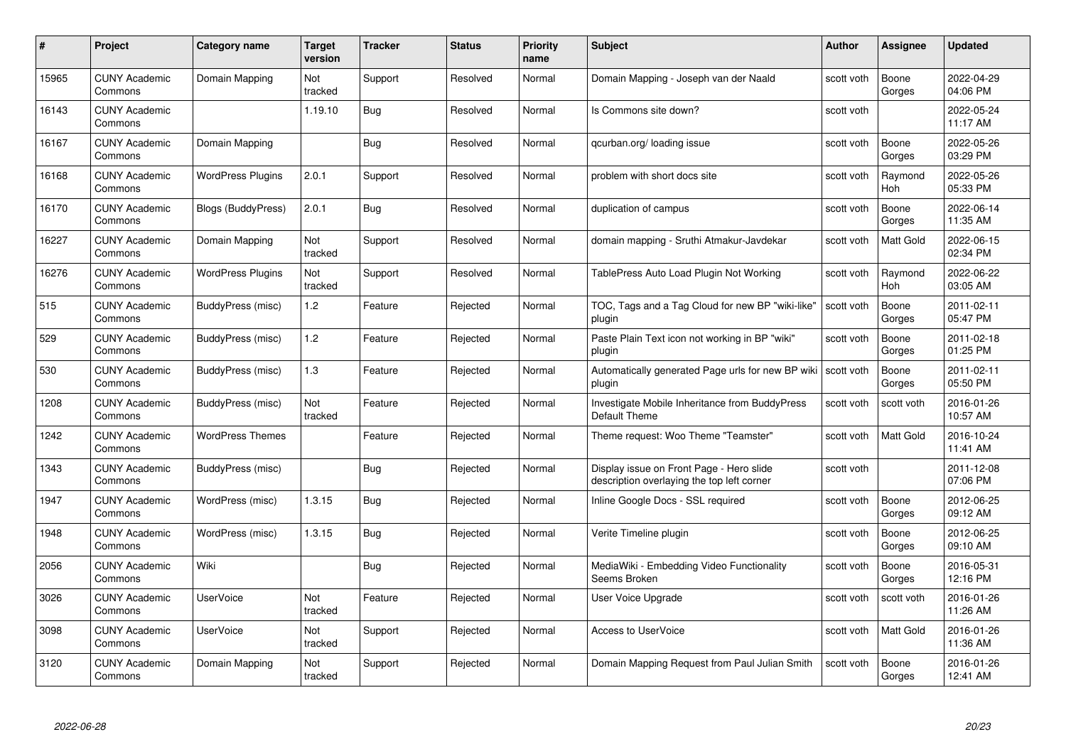| # | Project | Category name | Target version | Tracker | Status | Priority name | Subject | Author | Assignee | Updated |
|---|---|---|---|---|---|---|---|---|---|---|
| 15965 | CUNY Academic Commons | Domain Mapping | Not tracked | Support | Resolved | Normal | Domain Mapping - Joseph van der Naald | scott voth | Boone Gorges | 2022-04-29 04:06 PM |
| 16143 | CUNY Academic Commons | | 1.19.10 | Bug | Resolved | Normal | Is Commons site down? | scott voth | | 2022-05-24 11:17 AM |
| 16167 | CUNY Academic Commons | Domain Mapping | | Bug | Resolved | Normal | qcurban.org/ loading issue | scott voth | Boone Gorges | 2022-05-26 03:29 PM |
| 16168 | CUNY Academic Commons | WordPress Plugins | 2.0.1 | Support | Resolved | Normal | problem with short docs site | scott voth | Raymond Hoh | 2022-05-26 05:33 PM |
| 16170 | CUNY Academic Commons | Blogs (BuddyPress) | 2.0.1 | Bug | Resolved | Normal | duplication of campus | scott voth | Boone Gorges | 2022-06-14 11:35 AM |
| 16227 | CUNY Academic Commons | Domain Mapping | Not tracked | Support | Resolved | Normal | domain mapping - Sruthi Atmakur-Javdekar | scott voth | Matt Gold | 2022-06-15 02:34 PM |
| 16276 | CUNY Academic Commons | WordPress Plugins | Not tracked | Support | Resolved | Normal | TablePress Auto Load Plugin Not Working | scott voth | Raymond Hoh | 2022-06-22 03:05 AM |
| 515 | CUNY Academic Commons | BuddyPress (misc) | 1.2 | Feature | Rejected | Normal | TOC, Tags and a Tag Cloud for new BP "wiki-like" plugin | scott voth | Boone Gorges | 2011-02-11 05:47 PM |
| 529 | CUNY Academic Commons | BuddyPress (misc) | 1.2 | Feature | Rejected | Normal | Paste Plain Text icon not working in BP "wiki" plugin | scott voth | Boone Gorges | 2011-02-18 01:25 PM |
| 530 | CUNY Academic Commons | BuddyPress (misc) | 1.3 | Feature | Rejected | Normal | Automatically generated Page urls for new BP wiki plugin | scott voth | Boone Gorges | 2011-02-11 05:50 PM |
| 1208 | CUNY Academic Commons | BuddyPress (misc) | Not tracked | Feature | Rejected | Normal | Investigate Mobile Inheritance from BuddyPress Default Theme | scott voth | scott voth | 2016-01-26 10:57 AM |
| 1242 | CUNY Academic Commons | WordPress Themes | | Feature | Rejected | Normal | Theme request: Woo Theme "Teamster" | scott voth | Matt Gold | 2016-10-24 11:41 AM |
| 1343 | CUNY Academic Commons | BuddyPress (misc) | | Bug | Rejected | Normal | Display issue on Front Page - Hero slide description overlaying the top left corner | scott voth | | 2011-12-08 07:06 PM |
| 1947 | CUNY Academic Commons | WordPress (misc) | 1.3.15 | Bug | Rejected | Normal | Inline Google Docs - SSL required | scott voth | Boone Gorges | 2012-06-25 09:12 AM |
| 1948 | CUNY Academic Commons | WordPress (misc) | 1.3.15 | Bug | Rejected | Normal | Verite Timeline plugin | scott voth | Boone Gorges | 2012-06-25 09:10 AM |
| 2056 | CUNY Academic Commons | Wiki | | Bug | Rejected | Normal | MediaWiki - Embedding Video Functionality Seems Broken | scott voth | Boone Gorges | 2016-05-31 12:16 PM |
| 3026 | CUNY Academic Commons | UserVoice | Not tracked | Feature | Rejected | Normal | User Voice Upgrade | scott voth | scott voth | 2016-01-26 11:26 AM |
| 3098 | CUNY Academic Commons | UserVoice | Not tracked | Support | Rejected | Normal | Access to UserVoice | scott voth | Matt Gold | 2016-01-26 11:36 AM |
| 3120 | CUNY Academic Commons | Domain Mapping | Not tracked | Support | Rejected | Normal | Domain Mapping Request from Paul Julian Smith | scott voth | Boone Gorges | 2016-01-26 12:41 AM |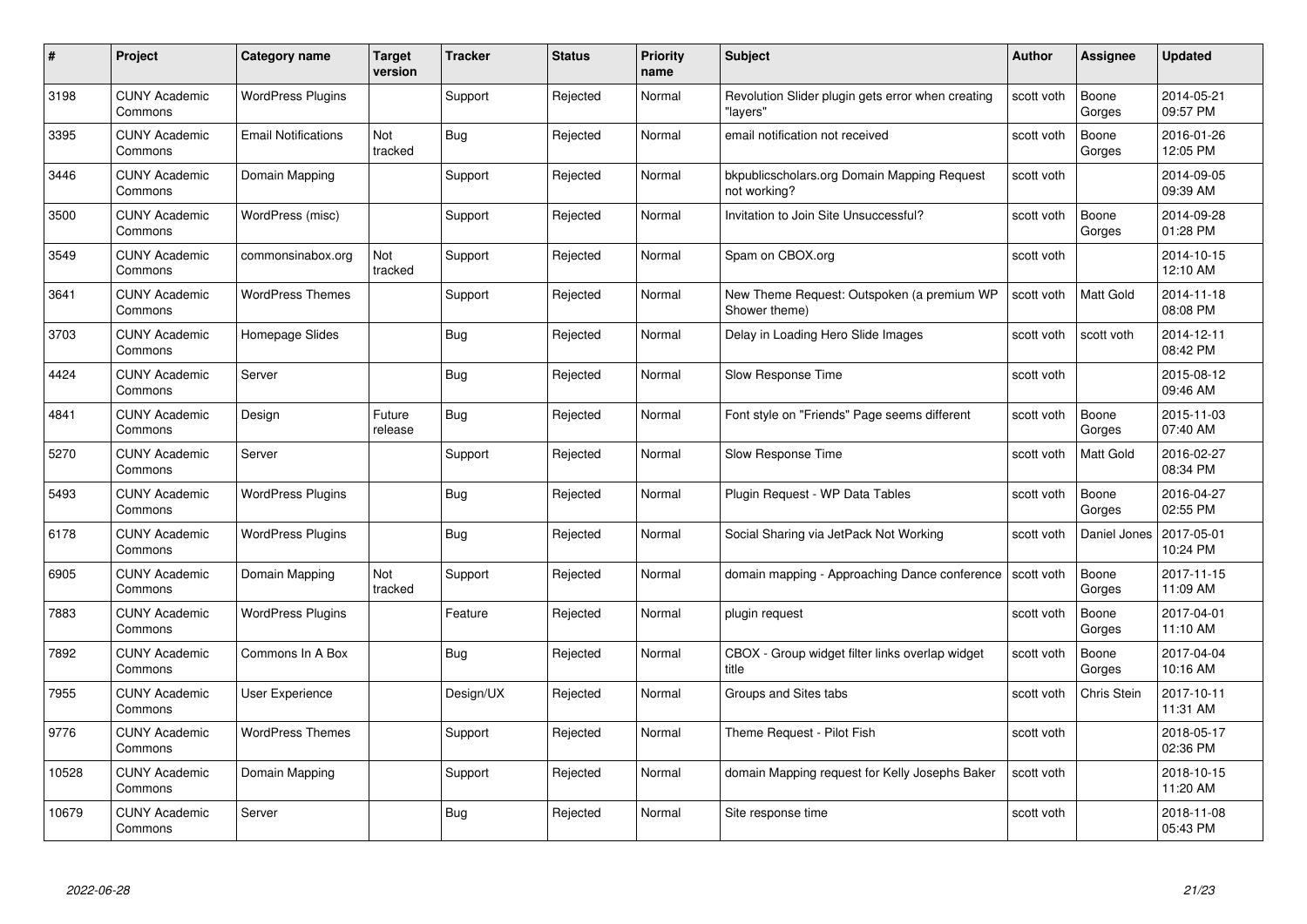| # | Project | Category name | Target version | Tracker | Status | Priority name | Subject | Author | Assignee | Updated |
|---|---|---|---|---|---|---|---|---|---|---|
| 3198 | CUNY Academic Commons | WordPress Plugins | | Support | Rejected | Normal | Revolution Slider plugin gets error when creating "layers" | scott voth | Boone Gorges | 2014-05-21 09:57 PM |
| 3395 | CUNY Academic Commons | Email Notifications | Not tracked | Bug | Rejected | Normal | email notification not received | scott voth | Boone Gorges | 2016-01-26 12:05 PM |
| 3446 | CUNY Academic Commons | Domain Mapping | | Support | Rejected | Normal | bkpublicscholars.org Domain Mapping Request not working? | scott voth | | 2014-09-05 09:39 AM |
| 3500 | CUNY Academic Commons | WordPress (misc) | | Support | Rejected | Normal | Invitation to Join Site Unsuccessful? | scott voth | Boone Gorges | 2014-09-28 01:28 PM |
| 3549 | CUNY Academic Commons | commonsinabox.org | Not tracked | Support | Rejected | Normal | Spam on CBOX.org | scott voth | | 2014-10-15 12:10 AM |
| 3641 | CUNY Academic Commons | WordPress Themes | | Support | Rejected | Normal | New Theme Request: Outspoken (a premium WP Shower theme) | scott voth | Matt Gold | 2014-11-18 08:08 PM |
| 3703 | CUNY Academic Commons | Homepage Slides | | Bug | Rejected | Normal | Delay in Loading Hero Slide Images | scott voth | scott voth | 2014-12-11 08:42 PM |
| 4424 | CUNY Academic Commons | Server | | Bug | Rejected | Normal | Slow Response Time | scott voth | | 2015-08-12 09:46 AM |
| 4841 | CUNY Academic Commons | Design | Future release | Bug | Rejected | Normal | Font style on "Friends" Page seems different | scott voth | Boone Gorges | 2015-11-03 07:40 AM |
| 5270 | CUNY Academic Commons | Server | | Support | Rejected | Normal | Slow Response Time | scott voth | Matt Gold | 2016-02-27 08:34 PM |
| 5493 | CUNY Academic Commons | WordPress Plugins | | Bug | Rejected | Normal | Plugin Request - WP Data Tables | scott voth | Boone Gorges | 2016-04-27 02:55 PM |
| 6178 | CUNY Academic Commons | WordPress Plugins | | Bug | Rejected | Normal | Social Sharing via JetPack Not Working | scott voth | Daniel Jones | 2017-05-01 10:24 PM |
| 6905 | CUNY Academic Commons | Domain Mapping | Not tracked | Support | Rejected | Normal | domain mapping - Approaching Dance conference | scott voth | Boone Gorges | 2017-11-15 11:09 AM |
| 7883 | CUNY Academic Commons | WordPress Plugins | | Feature | Rejected | Normal | plugin request | scott voth | Boone Gorges | 2017-04-01 11:10 AM |
| 7892 | CUNY Academic Commons | Commons In A Box | | Bug | Rejected | Normal | CBOX - Group widget filter links overlap widget title | scott voth | Boone Gorges | 2017-04-04 10:16 AM |
| 7955 | CUNY Academic Commons | User Experience | | Design/UX | Rejected | Normal | Groups and Sites tabs | scott voth | Chris Stein | 2017-10-11 11:31 AM |
| 9776 | CUNY Academic Commons | WordPress Themes | | Support | Rejected | Normal | Theme Request - Pilot Fish | scott voth | | 2018-05-17 02:36 PM |
| 10528 | CUNY Academic Commons | Domain Mapping | | Support | Rejected | Normal | domain Mapping request for Kelly Josephs Baker | scott voth | | 2018-10-15 11:20 AM |
| 10679 | CUNY Academic Commons | Server | | Bug | Rejected | Normal | Site response time | scott voth | | 2018-11-08 05:43 PM |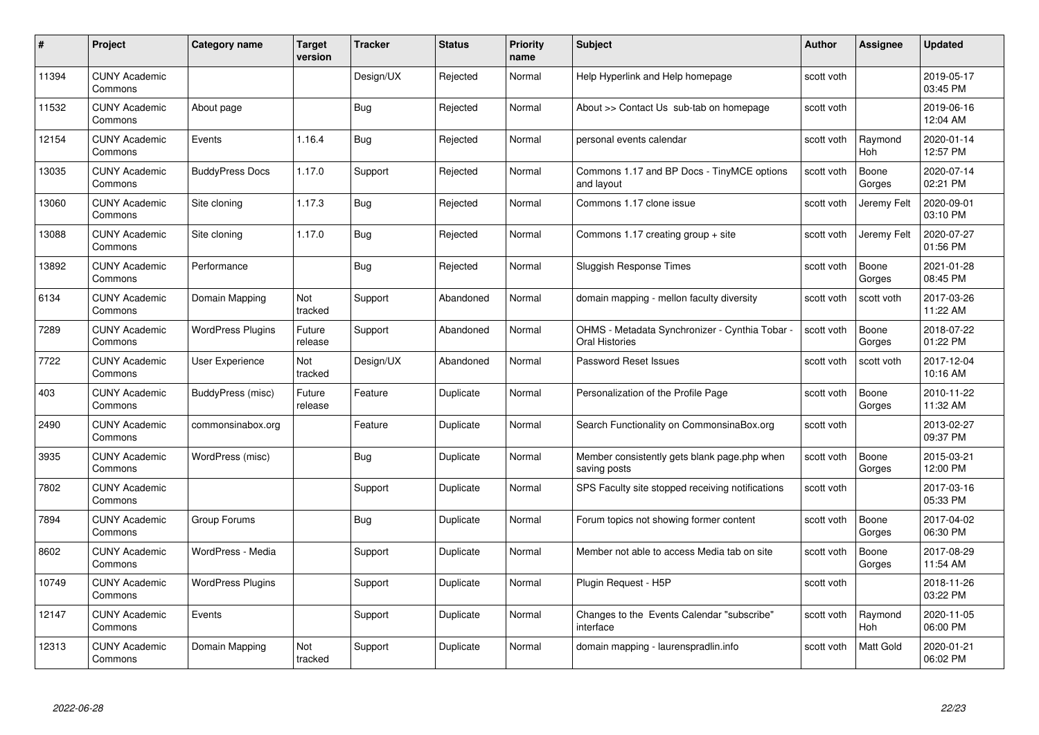| # | Project | Category name | Target version | Tracker | Status | Priority name | Subject | Author | Assignee | Updated |
|---|---|---|---|---|---|---|---|---|---|---|
| 11394 | CUNY Academic Commons | | | Design/UX | Rejected | Normal | Help Hyperlink and Help homepage | scott voth | | 2019-05-17 03:45 PM |
| 11532 | CUNY Academic Commons | About page | | Bug | Rejected | Normal | About >> Contact Us sub-tab on homepage | scott voth | | 2019-06-16 12:04 AM |
| 12154 | CUNY Academic Commons | Events | 1.16.4 | Bug | Rejected | Normal | personal events calendar | scott voth | Raymond Hoh | 2020-01-14 12:57 PM |
| 13035 | CUNY Academic Commons | BuddyPress Docs | 1.17.0 | Support | Rejected | Normal | Commons 1.17 and BP Docs - TinyMCE options and layout | scott voth | Boone Gorges | 2020-07-14 02:21 PM |
| 13060 | CUNY Academic Commons | Site cloning | 1.17.3 | Bug | Rejected | Normal | Commons 1.17 clone issue | scott voth | Jeremy Felt | 2020-09-01 03:10 PM |
| 13088 | CUNY Academic Commons | Site cloning | 1.17.0 | Bug | Rejected | Normal | Commons 1.17 creating group + site | scott voth | Jeremy Felt | 2020-07-27 01:56 PM |
| 13892 | CUNY Academic Commons | Performance | | Bug | Rejected | Normal | Sluggish Response Times | scott voth | Boone Gorges | 2021-01-28 08:45 PM |
| 6134 | CUNY Academic Commons | Domain Mapping | Not tracked | Support | Abandoned | Normal | domain mapping - mellon faculty diversity | scott voth | scott voth | 2017-03-26 11:22 AM |
| 7289 | CUNY Academic Commons | WordPress Plugins | Future release | Support | Abandoned | Normal | OHMS - Metadata Synchronizer - Cynthia Tobar - Oral Histories | scott voth | Boone Gorges | 2018-07-22 01:22 PM |
| 7722 | CUNY Academic Commons | User Experience | Not tracked | Design/UX | Abandoned | Normal | Password Reset Issues | scott voth | scott voth | 2017-12-04 10:16 AM |
| 403 | CUNY Academic Commons | BuddyPress (misc) | Future release | Feature | Duplicate | Normal | Personalization of the Profile Page | scott voth | Boone Gorges | 2010-11-22 11:32 AM |
| 2490 | CUNY Academic Commons | commonsinabox.org | | Feature | Duplicate | Normal | Search Functionality on CommonsinaBox.org | scott voth | | 2013-02-27 09:37 PM |
| 3935 | CUNY Academic Commons | WordPress (misc) | | Bug | Duplicate | Normal | Member consistently gets blank page.php when saving posts | scott voth | Boone Gorges | 2015-03-21 12:00 PM |
| 7802 | CUNY Academic Commons | | | Support | Duplicate | Normal | SPS Faculty site stopped receiving notifications | scott voth | | 2017-03-16 05:33 PM |
| 7894 | CUNY Academic Commons | Group Forums | | Bug | Duplicate | Normal | Forum topics not showing former content | scott voth | Boone Gorges | 2017-04-02 06:30 PM |
| 8602 | CUNY Academic Commons | WordPress - Media | | Support | Duplicate | Normal | Member not able to access Media tab on site | scott voth | Boone Gorges | 2017-08-29 11:54 AM |
| 10749 | CUNY Academic Commons | WordPress Plugins | | Support | Duplicate | Normal | Plugin Request - H5P | scott voth | | 2018-11-26 03:22 PM |
| 12147 | CUNY Academic Commons | Events | | Support | Duplicate | Normal | Changes to the Events Calendar "subscribe" interface | scott voth | Raymond Hoh | 2020-11-05 06:00 PM |
| 12313 | CUNY Academic Commons | Domain Mapping | Not tracked | Support | Duplicate | Normal | domain mapping - laurenspradlin.info | scott voth | Matt Gold | 2020-01-21 06:02 PM |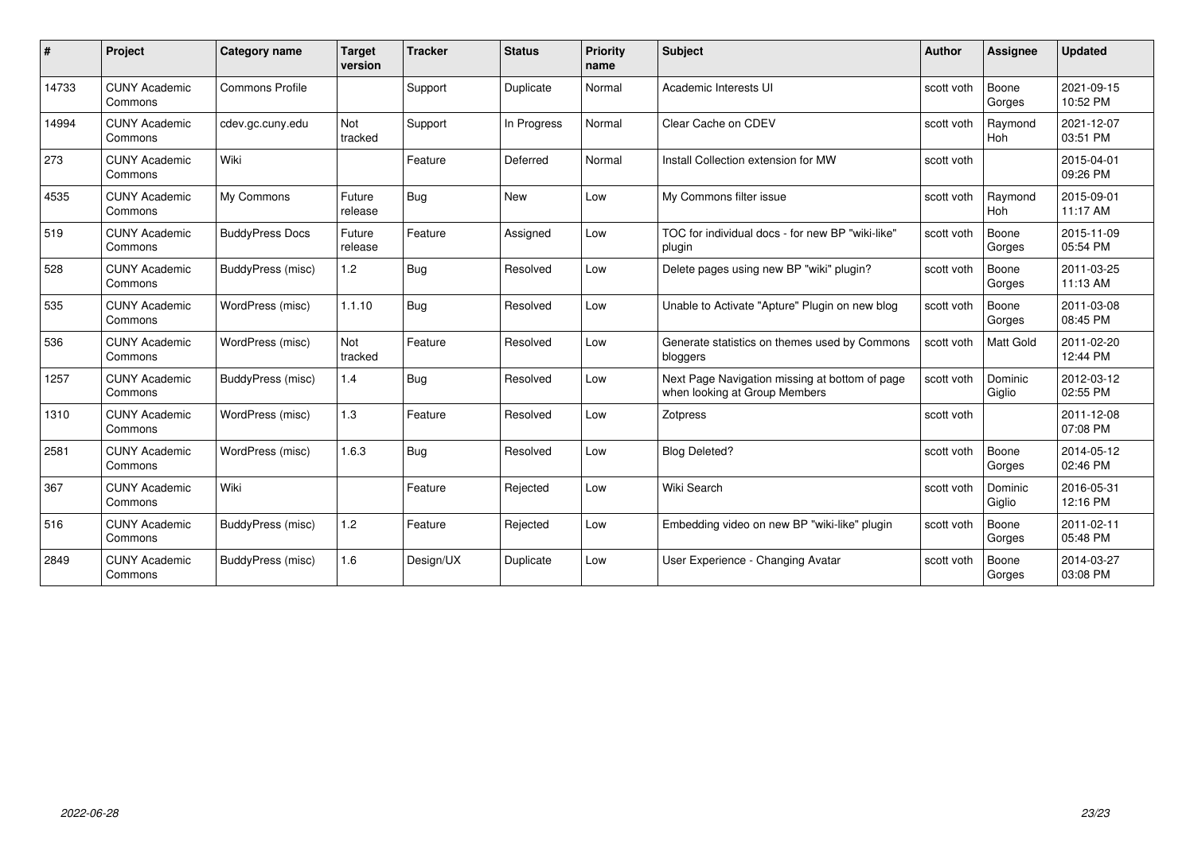| # | Project | Category name | Target version | Tracker | Status | Priority name | Subject | Author | Assignee | Updated |
|---|---|---|---|---|---|---|---|---|---|---|
| 14733 | CUNY Academic Commons | Commons Profile | | Support | Duplicate | Normal | Academic Interests UI | scott voth | Boone Gorges | 2021-09-15 10:52 PM |
| 14994 | CUNY Academic Commons | cdev.gc.cuny.edu | Not tracked | Support | In Progress | Normal | Clear Cache on CDEV | scott voth | Raymond Hoh | 2021-12-07 03:51 PM |
| 273 | CUNY Academic Commons | Wiki | | Feature | Deferred | Normal | Install Collection extension for MW | scott voth | | 2015-04-01 09:26 PM |
| 4535 | CUNY Academic Commons | My Commons | Future release | Bug | New | Low | My Commons filter issue | scott voth | Raymond Hoh | 2015-09-01 11:17 AM |
| 519 | CUNY Academic Commons | BuddyPress Docs | Future release | Feature | Assigned | Low | TOC for individual docs - for new BP "wiki-like" plugin | scott voth | Boone Gorges | 2015-11-09 05:54 PM |
| 528 | CUNY Academic Commons | BuddyPress (misc) | 1.2 | Bug | Resolved | Low | Delete pages using new BP "wiki" plugin? | scott voth | Boone Gorges | 2011-03-25 11:13 AM |
| 535 | CUNY Academic Commons | WordPress (misc) | 1.1.10 | Bug | Resolved | Low | Unable to Activate "Apture" Plugin on new blog | scott voth | Boone Gorges | 2011-03-08 08:45 PM |
| 536 | CUNY Academic Commons | WordPress (misc) | Not tracked | Feature | Resolved | Low | Generate statistics on themes used by Commons bloggers | scott voth | Matt Gold | 2011-02-20 12:44 PM |
| 1257 | CUNY Academic Commons | BuddyPress (misc) | 1.4 | Bug | Resolved | Low | Next Page Navigation missing at bottom of page when looking at Group Members | scott voth | Dominic Giglio | 2012-03-12 02:55 PM |
| 1310 | CUNY Academic Commons | WordPress (misc) | 1.3 | Feature | Resolved | Low | Zotpress | scott voth | | 2011-12-08 07:08 PM |
| 2581 | CUNY Academic Commons | WordPress (misc) | 1.6.3 | Bug | Resolved | Low | Blog Deleted? | scott voth | Boone Gorges | 2014-05-12 02:46 PM |
| 367 | CUNY Academic Commons | Wiki | | Feature | Rejected | Low | Wiki Search | scott voth | Dominic Giglio | 2016-05-31 12:16 PM |
| 516 | CUNY Academic Commons | BuddyPress (misc) | 1.2 | Feature | Rejected | Low | Embedding video on new BP "wiki-like" plugin | scott voth | Boone Gorges | 2011-02-11 05:48 PM |
| 2849 | CUNY Academic Commons | BuddyPress (misc) | 1.6 | Design/UX | Duplicate | Low | User Experience - Changing Avatar | scott voth | Boone Gorges | 2014-03-27 03:08 PM |